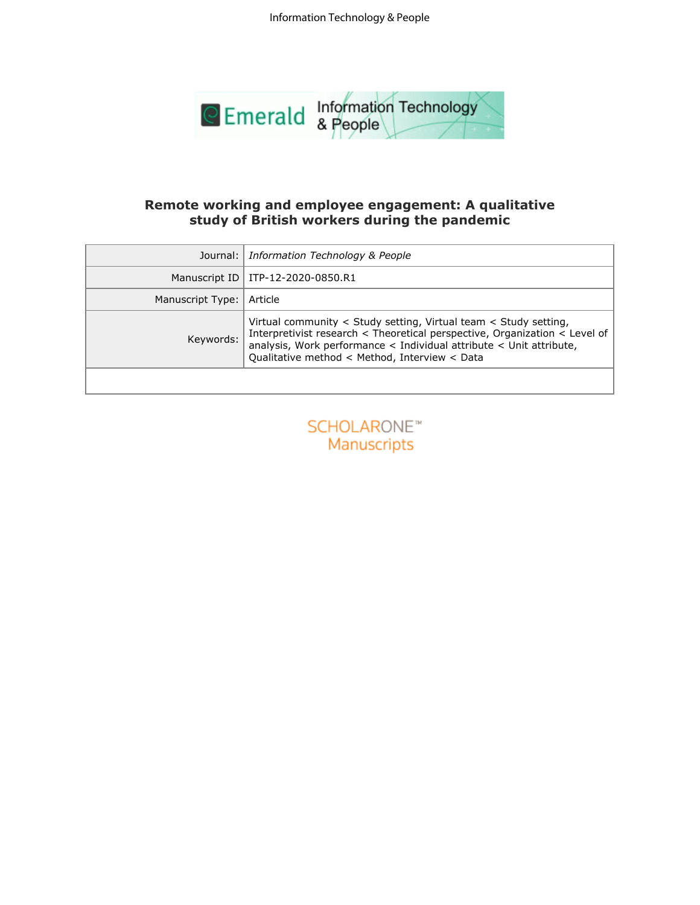# Remote working and employee engagement: A qualitative study of British workers during the pandemic

| | |
|---|---|
| Journal: | *Information Technology & People* |
| Manuscript ID | ITP-12-2020-0850.R1 |
| Manuscript Type: | Article |
| Keywords: | Virtual community < Study setting, Virtual team < Study setting, Interpretivist research < Theoretical perspective, Organization < Level of analysis, Work performance < Individual attribute < Unit attribute, Qualitative method < Method, Interview < Data |
| | |

SCHOLARONE™ Manuscripts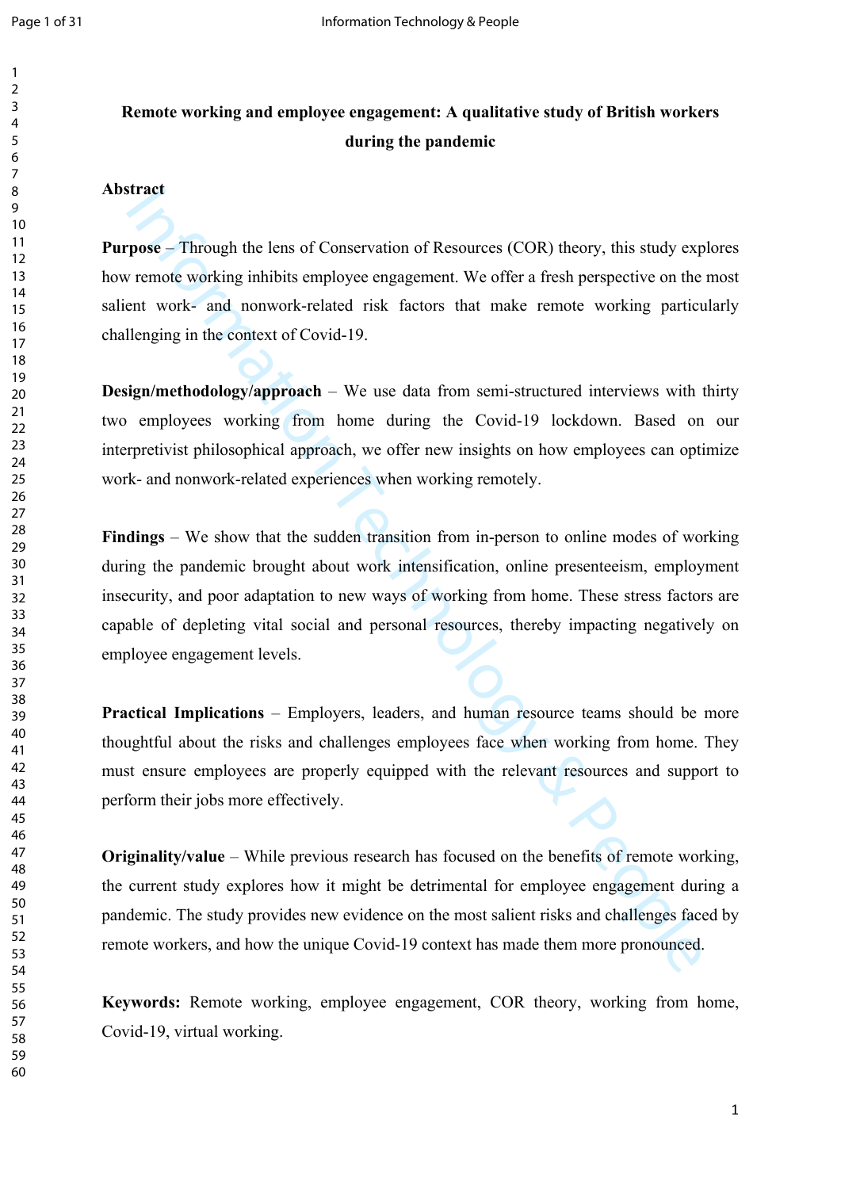**Remote working and employee engagement: A qualitative study of British workers during the pandemic**

**Abstract**

**Purpose** – Through the lens of Conservation of Resources (COR) theory, this study explores how remote working inhibits employee engagement. We offer a fresh perspective on the most salient work- and nonwork-related risk factors that make remote working particularly challenging in the context of Covid-19.

**Design/methodology/approach** – We use data from semi-structured interviews with thirty two employees working from home during the Covid-19 lockdown. Based on our interpretivist philosophical approach, we offer new insights on how employees can optimize work- and nonwork-related experiences when working remotely.

**Findings** – We show that the sudden transition from in-person to online modes of working during the pandemic brought about work intensification, online presenteeism, employment insecurity, and poor adaptation to new ways of working from home. These stress factors are capable of depleting vital social and personal resources, thereby impacting negatively on employee engagement levels.

**Practical Implications** – Employers, leaders, and human resource teams should be more thoughtful about the risks and challenges employees face when working from home. They must ensure employees are properly equipped with the relevant resources and support to perform their jobs more effectively.

**Originality/value** – While previous research has focused on the benefits of remote working, the current study explores how it might be detrimental for employee engagement during a pandemic. The study provides new evidence on the most salient risks and challenges faced by remote workers, and how the unique Covid-19 context has made them more pronounced.

**Keywords:** Remote working, employee engagement, COR theory, working from home, Covid-19, virtual working.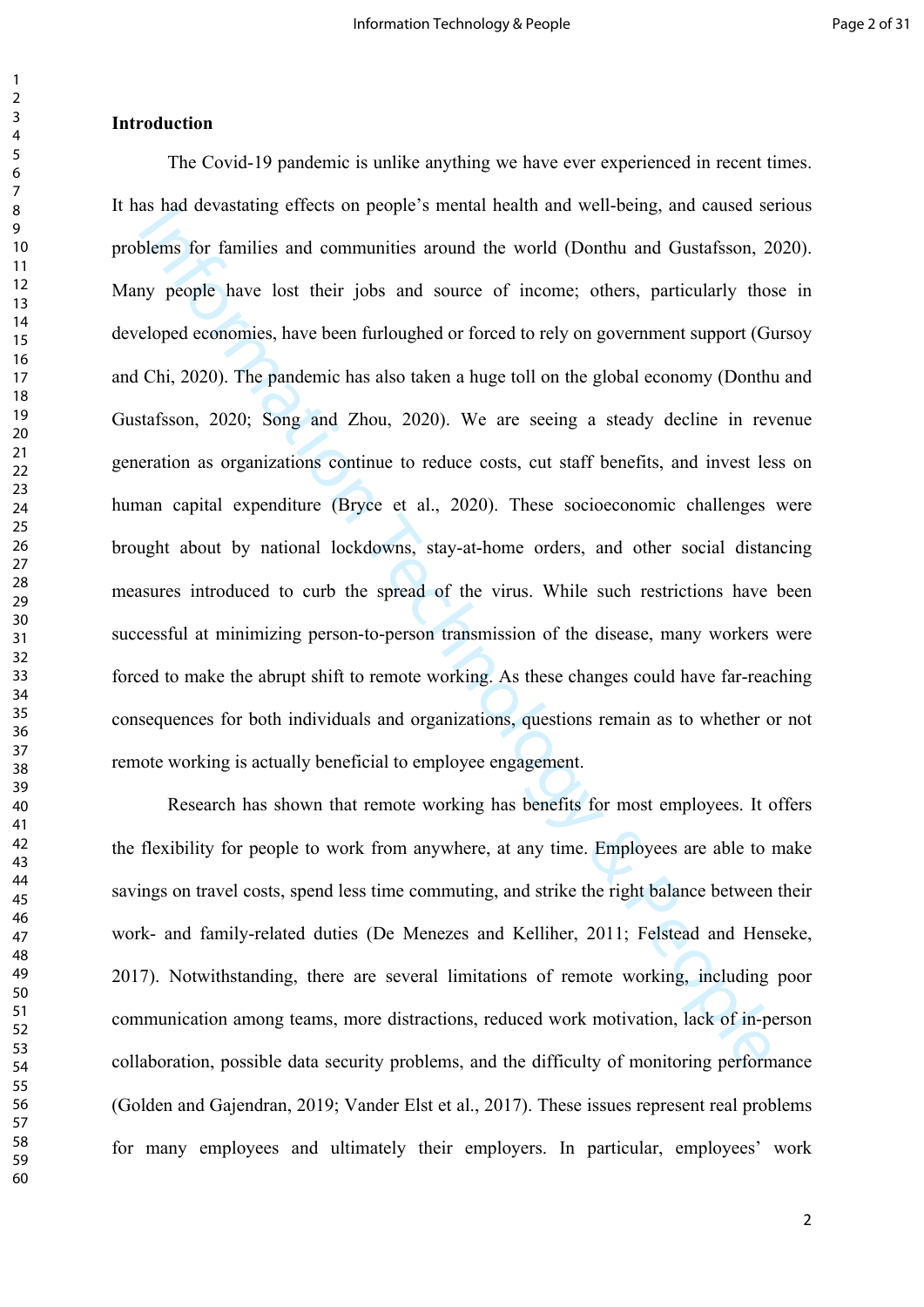## Introduction

The Covid-19 pandemic is unlike anything we have ever experienced in recent times. It has had devastating effects on people's mental health and well-being, and caused serious problems for families and communities around the world (Donthu and Gustafsson, 2020). Many people have lost their jobs and source of income; others, particularly those in developed economies, have been furloughed or forced to rely on government support (Gursoy and Chi, 2020). The pandemic has also taken a huge toll on the global economy (Donthu and Gustafsson, 2020; Song and Zhou, 2020). We are seeing a steady decline in revenue generation as organizations continue to reduce costs, cut staff benefits, and invest less on human capital expenditure (Bryce et al., 2020). These socioeconomic challenges were brought about by national lockdowns, stay-at-home orders, and other social distancing measures introduced to curb the spread of the virus. While such restrictions have been successful at minimizing person-to-person transmission of the disease, many workers were forced to make the abrupt shift to remote working. As these changes could have far-reaching consequences for both individuals and organizations, questions remain as to whether or not remote working is actually beneficial to employee engagement.

Research has shown that remote working has benefits for most employees. It offers the flexibility for people to work from anywhere, at any time. Employees are able to make savings on travel costs, spend less time commuting, and strike the right balance between their work- and family-related duties (De Menezes and Kelliher, 2011; Felstead and Henseke, 2017). Notwithstanding, there are several limitations of remote working, including poor communication among teams, more distractions, reduced work motivation, lack of in-person collaboration, possible data security problems, and the difficulty of monitoring performance (Golden and Gajendran, 2019; Vander Elst et al., 2017). These issues represent real problems for many employees and ultimately their employers. In particular, employees' work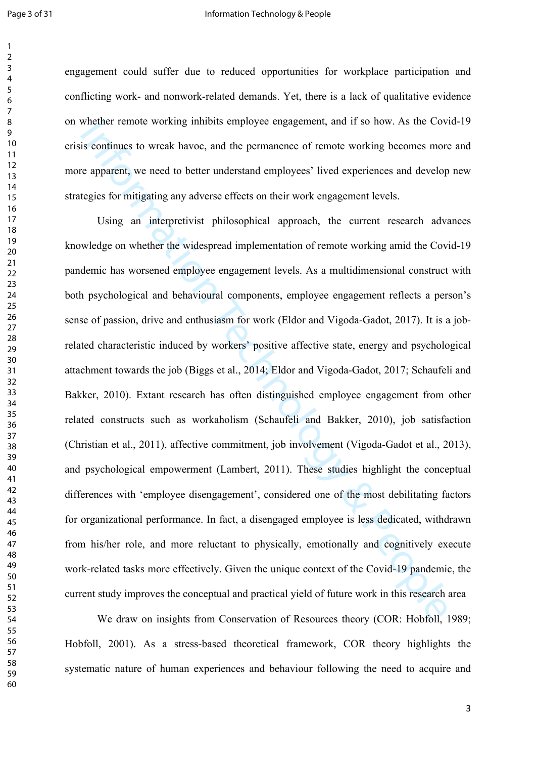engagement could suffer due to reduced opportunities for workplace participation and conflicting work- and nonwork-related demands. Yet, there is a lack of qualitative evidence on whether remote working inhibits employee engagement, and if so how. As the Covid-19 crisis continues to wreak havoc, and the permanence of remote working becomes more and more apparent, we need to better understand employees' lived experiences and develop new strategies for mitigating any adverse effects on their work engagement levels.

Using an interpretivist philosophical approach, the current research advances knowledge on whether the widespread implementation of remote working amid the Covid-19 pandemic has worsened employee engagement levels. As a multidimensional construct with both psychological and behavioural components, employee engagement reflects a person's sense of passion, drive and enthusiasm for work (Eldor and Vigoda-Gadot, 2017). It is a job-related characteristic induced by workers' positive affective state, energy and psychological attachment towards the job (Biggs et al., 2014; Eldor and Vigoda-Gadot, 2017; Schaufeli and Bakker, 2010). Extant research has often distinguished employee engagement from other related constructs such as workaholism (Schaufeli and Bakker, 2010), job satisfaction (Christian et al., 2011), affective commitment, job involvement (Vigoda-Gadot et al., 2013), and psychological empowerment (Lambert, 2011). These studies highlight the conceptual differences with 'employee disengagement', considered one of the most debilitating factors for organizational performance. In fact, a disengaged employee is less dedicated, withdrawn from his/her role, and more reluctant to physically, emotionally and cognitively execute work-related tasks more effectively. Given the unique context of the Covid-19 pandemic, the current study improves the conceptual and practical yield of future work in this research area

We draw on insights from Conservation of Resources theory (COR: Hobfoll, 1989; Hobfoll, 2001). As a stress-based theoretical framework, COR theory highlights the systematic nature of human experiences and behaviour following the need to acquire and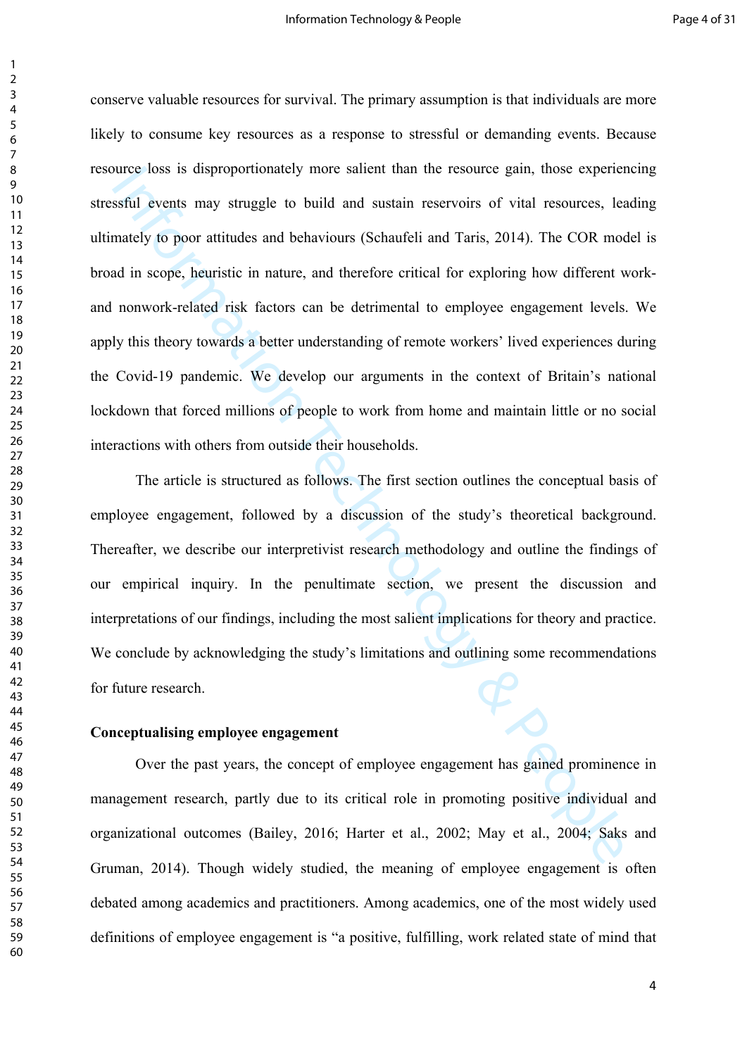conserve valuable resources for survival. The primary assumption is that individuals are more likely to consume key resources as a response to stressful or demanding events. Because resource loss is disproportionately more salient than the resource gain, those experiencing stressful events may struggle to build and sustain reservoirs of vital resources, leading ultimately to poor attitudes and behaviours (Schaufeli and Taris, 2014). The COR model is broad in scope, heuristic in nature, and therefore critical for exploring how different work- and nonwork-related risk factors can be detrimental to employee engagement levels. We apply this theory towards a better understanding of remote workers' lived experiences during the Covid-19 pandemic. We develop our arguments in the context of Britain's national lockdown that forced millions of people to work from home and maintain little or no social interactions with others from outside their households.

The article is structured as follows. The first section outlines the conceptual basis of employee engagement, followed by a discussion of the study's theoretical background. Thereafter, we describe our interpretivist research methodology and outline the findings of our empirical inquiry. In the penultimate section, we present the discussion and interpretations of our findings, including the most salient implications for theory and practice. We conclude by acknowledging the study's limitations and outlining some recommendations for future research.

## Conceptualising employee engagement

Over the past years, the concept of employee engagement has gained prominence in management research, partly due to its critical role in promoting positive individual and organizational outcomes (Bailey, 2016; Harter et al., 2002; May et al., 2004; Saks and Gruman, 2014). Though widely studied, the meaning of employee engagement is often debated among academics and practitioners. Among academics, one of the most widely used definitions of employee engagement is "a positive, fulfilling, work related state of mind that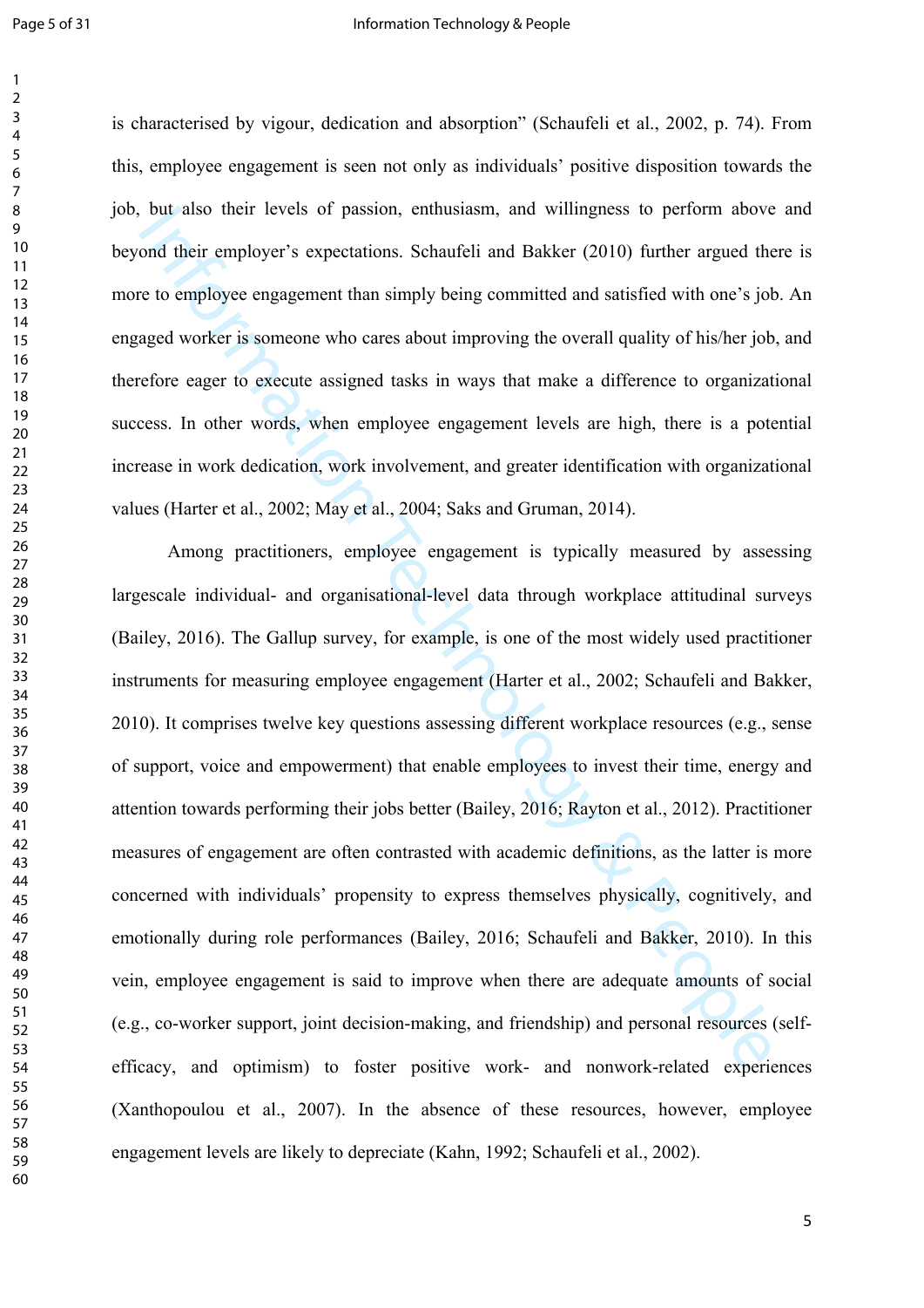is characterised by vigour, dedication and absorption" (Schaufeli et al., 2002, p. 74). From this, employee engagement is seen not only as individuals' positive disposition towards the job, but also their levels of passion, enthusiasm, and willingness to perform above and beyond their employer's expectations. Schaufeli and Bakker (2010) further argued there is more to employee engagement than simply being committed and satisfied with one's job. An engaged worker is someone who cares about improving the overall quality of his/her job, and therefore eager to execute assigned tasks in ways that make a difference to organizational success. In other words, when employee engagement levels are high, there is a potential increase in work dedication, work involvement, and greater identification with organizational values (Harter et al., 2002; May et al., 2004; Saks and Gruman, 2014).

Among practitioners, employee engagement is typically measured by assessing largescale individual- and organisational-level data through workplace attitudinal surveys (Bailey, 2016). The Gallup survey, for example, is one of the most widely used practitioner instruments for measuring employee engagement (Harter et al., 2002; Schaufeli and Bakker, 2010). It comprises twelve key questions assessing different workplace resources (e.g., sense of support, voice and empowerment) that enable employees to invest their time, energy and attention towards performing their jobs better (Bailey, 2016; Rayton et al., 2012). Practitioner measures of engagement are often contrasted with academic definitions, as the latter is more concerned with individuals' propensity to express themselves physically, cognitively, and emotionally during role performances (Bailey, 2016; Schaufeli and Bakker, 2010). In this vein, employee engagement is said to improve when there are adequate amounts of social (e.g., co-worker support, joint decision-making, and friendship) and personal resources (self-efficacy, and optimism) to foster positive work- and nonwork-related experiences (Xanthopoulou et al., 2007). In the absence of these resources, however, employee engagement levels are likely to depreciate (Kahn, 1992; Schaufeli et al., 2002).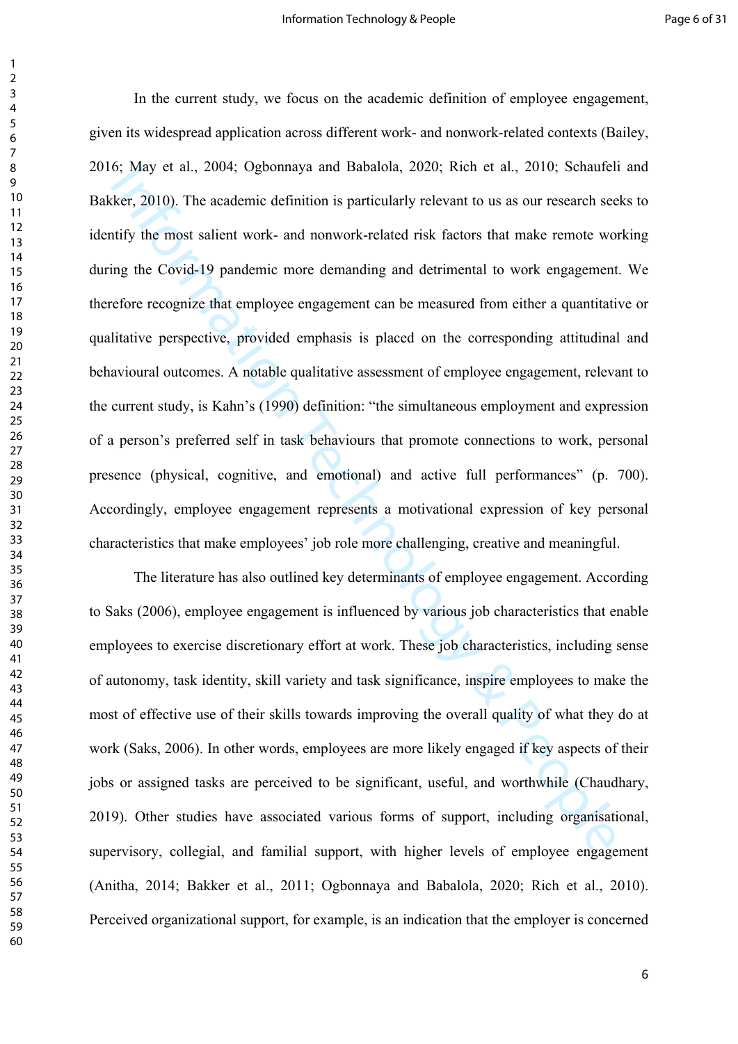In the current study, we focus on the academic definition of employee engagement, given its widespread application across different work- and nonwork-related contexts (Bailey, 2016; May et al., 2004; Ogbonnaya and Babalola, 2020; Rich et al., 2010; Schaufeli and Bakker, 2010). The academic definition is particularly relevant to us as our research seeks to identify the most salient work- and nonwork-related risk factors that make remote working during the Covid-19 pandemic more demanding and detrimental to work engagement. We therefore recognize that employee engagement can be measured from either a quantitative or qualitative perspective, provided emphasis is placed on the corresponding attitudinal and behavioural outcomes. A notable qualitative assessment of employee engagement, relevant to the current study, is Kahn's (1990) definition: "the simultaneous employment and expression of a person's preferred self in task behaviours that promote connections to work, personal presence (physical, cognitive, and emotional) and active full performances" (p. 700). Accordingly, employee engagement represents a motivational expression of key personal characteristics that make employees' job role more challenging, creative and meaningful.

The literature has also outlined key determinants of employee engagement. According to Saks (2006), employee engagement is influenced by various job characteristics that enable employees to exercise discretionary effort at work. These job characteristics, including sense of autonomy, task identity, skill variety and task significance, inspire employees to make the most of effective use of their skills towards improving the overall quality of what they do at work (Saks, 2006). In other words, employees are more likely engaged if key aspects of their jobs or assigned tasks are perceived to be significant, useful, and worthwhile (Chaudhary, 2019). Other studies have associated various forms of support, including organisational, supervisory, collegial, and familial support, with higher levels of employee engagement (Anitha, 2014; Bakker et al., 2011; Ogbonnaya and Babalola, 2020; Rich et al., 2010). Perceived organizational support, for example, is an indication that the employer is concerned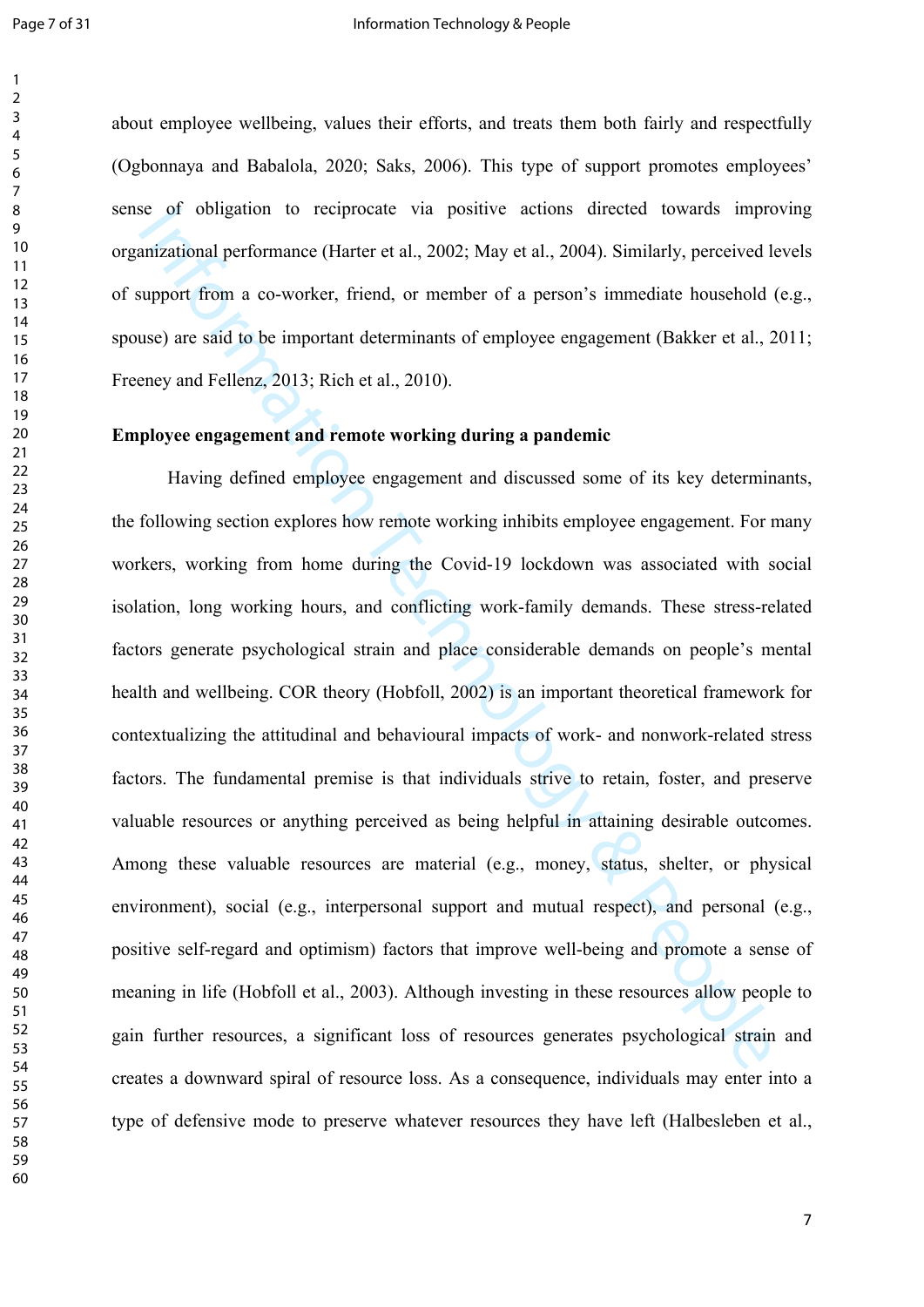about employee wellbeing, values their efforts, and treats them both fairly and respectfully (Ogbonnaya and Babalola, 2020; Saks, 2006). This type of support promotes employees' sense of obligation to reciprocate via positive actions directed towards improving organizational performance (Harter et al., 2002; May et al., 2004). Similarly, perceived levels of support from a co-worker, friend, or member of a person's immediate household (e.g., spouse) are said to be important determinants of employee engagement (Bakker et al., 2011; Freeney and Fellenz, 2013; Rich et al., 2010).

**Employee engagement and remote working during a pandemic**

Having defined employee engagement and discussed some of its key determinants, the following section explores how remote working inhibits employee engagement. For many workers, working from home during the Covid-19 lockdown was associated with social isolation, long working hours, and conflicting work-family demands. These stress-related factors generate psychological strain and place considerable demands on people's mental health and wellbeing. COR theory (Hobfoll, 2002) is an important theoretical framework for contextualizing the attitudinal and behavioural impacts of work- and nonwork-related stress factors. The fundamental premise is that individuals strive to retain, foster, and preserve valuable resources or anything perceived as being helpful in attaining desirable outcomes. Among these valuable resources are material (e.g., money, status, shelter, or physical environment), social (e.g., interpersonal support and mutual respect), and personal (e.g., positive self-regard and optimism) factors that improve well-being and promote a sense of meaning in life (Hobfoll et al., 2003). Although investing in these resources allow people to gain further resources, a significant loss of resources generates psychological strain and creates a downward spiral of resource loss. As a consequence, individuals may enter into a type of defensive mode to preserve whatever resources they have left (Halbesleben et al.,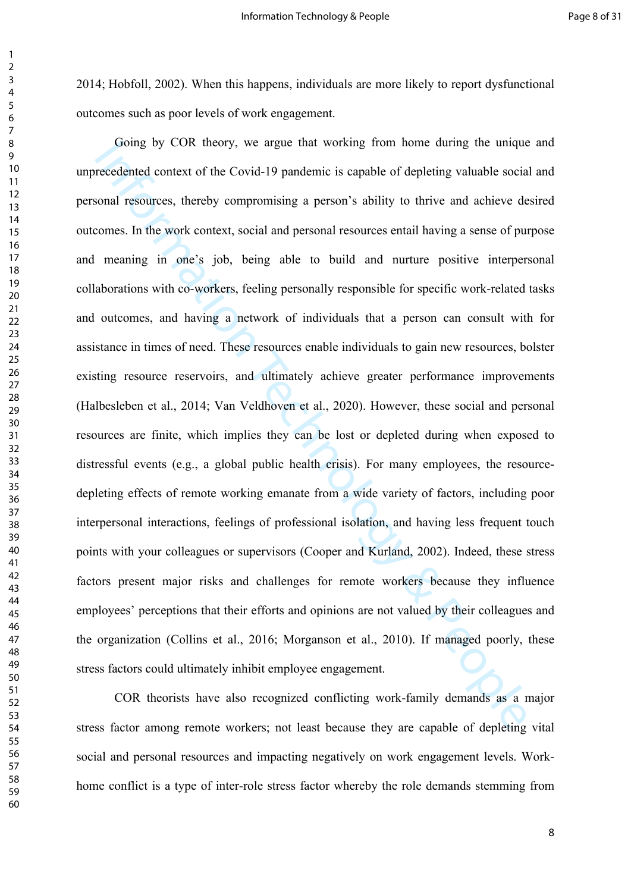2014; Hobfoll, 2002). When this happens, individuals are more likely to report dysfunctional outcomes such as poor levels of work engagement.

Going by COR theory, we argue that working from home during the unique and unprecedented context of the Covid-19 pandemic is capable of depleting valuable social and personal resources, thereby compromising a person's ability to thrive and achieve desired outcomes. In the work context, social and personal resources entail having a sense of purpose and meaning in one's job, being able to build and nurture positive interpersonal collaborations with co-workers, feeling personally responsible for specific work-related tasks and outcomes, and having a network of individuals that a person can consult with for assistance in times of need. These resources enable individuals to gain new resources, bolster existing resource reservoirs, and ultimately achieve greater performance improvements (Halbesleben et al., 2014; Van Veldhoven et al., 2020). However, these social and personal resources are finite, which implies they can be lost or depleted during when exposed to distressful events (e.g., a global public health crisis). For many employees, the resource-depleting effects of remote working emanate from a wide variety of factors, including poor interpersonal interactions, feelings of professional isolation, and having less frequent touch points with your colleagues or supervisors (Cooper and Kurland, 2002). Indeed, these stress factors present major risks and challenges for remote workers because they influence employees' perceptions that their efforts and opinions are not valued by their colleagues and the organization (Collins et al., 2016; Morganson et al., 2010). If managed poorly, these stress factors could ultimately inhibit employee engagement.

COR theorists have also recognized conflicting work-family demands as a major stress factor among remote workers; not least because they are capable of depleting vital social and personal resources and impacting negatively on work engagement levels. Work-home conflict is a type of inter-role stress factor whereby the role demands stemming from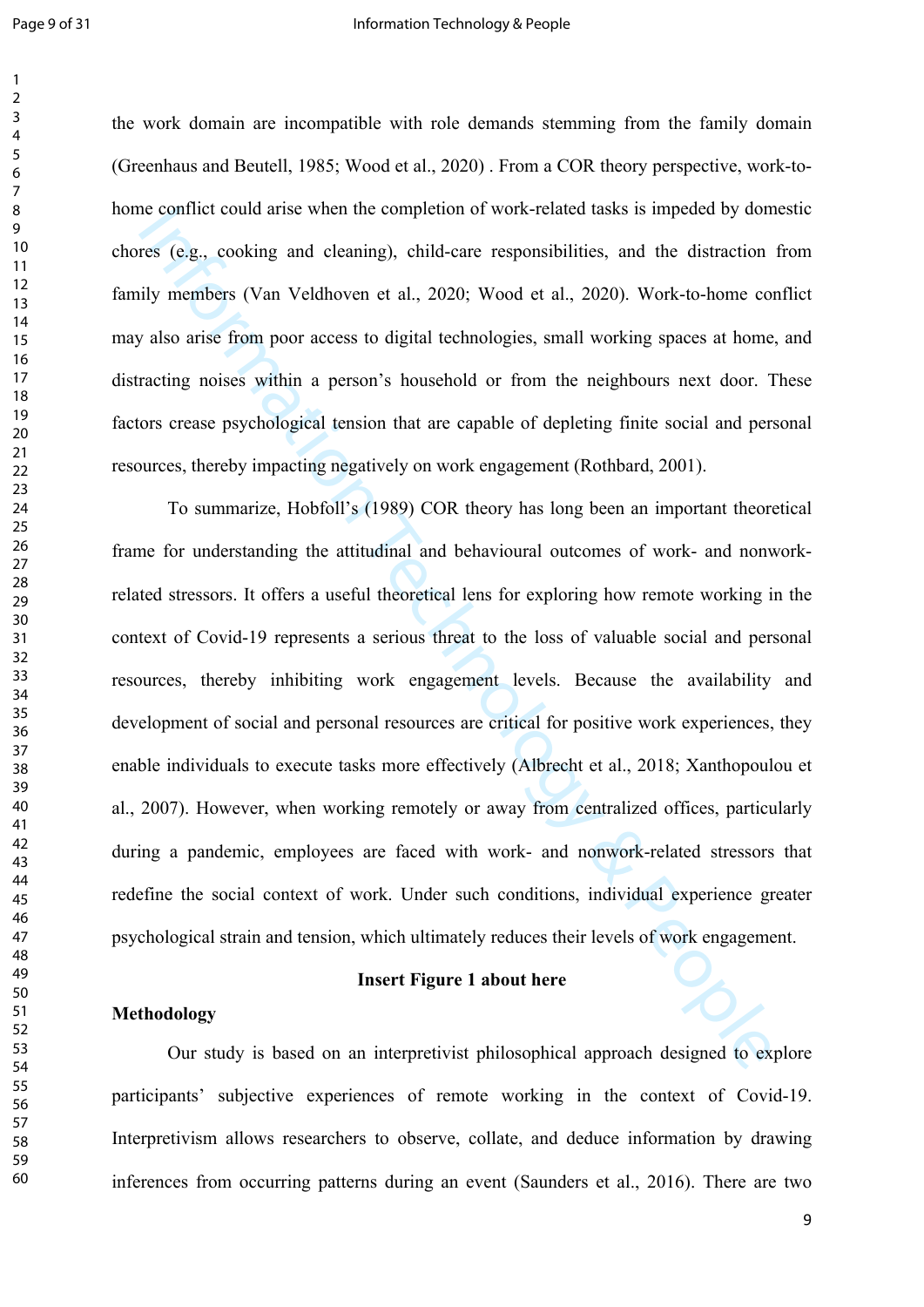the work domain are incompatible with role demands stemming from the family domain (Greenhaus and Beutell, 1985; Wood et al., 2020) . From a COR theory perspective, work-to-home conflict could arise when the completion of work-related tasks is impeded by domestic chores (e.g., cooking and cleaning), child-care responsibilities, and the distraction from family members (Van Veldhoven et al., 2020; Wood et al., 2020). Work-to-home conflict may also arise from poor access to digital technologies, small working spaces at home, and distracting noises within a person's household or from the neighbours next door. These factors crease psychological tension that are capable of depleting finite social and personal resources, thereby impacting negatively on work engagement (Rothbard, 2001).

To summarize, Hobfoll's (1989) COR theory has long been an important theoretical frame for understanding the attitudinal and behavioural outcomes of work- and nonwork-related stressors. It offers a useful theoretical lens for exploring how remote working in the context of Covid-19 represents a serious threat to the loss of valuable social and personal resources, thereby inhibiting work engagement levels. Because the availability and development of social and personal resources are critical for positive work experiences, they enable individuals to execute tasks more effectively (Albrecht et al., 2018; Xanthopoulou et al., 2007). However, when working remotely or away from centralized offices, particularly during a pandemic, employees are faced with work- and nonwork-related stressors that redefine the social context of work. Under such conditions, individual experience greater psychological strain and tension, which ultimately reduces their levels of work engagement.

**Insert Figure 1 about here**

## Methodology

Our study is based on an interpretivist philosophical approach designed to explore participants' subjective experiences of remote working in the context of Covid-19. Interpretivism allows researchers to observe, collate, and deduce information by drawing inferences from occurring patterns during an event (Saunders et al., 2016). There are two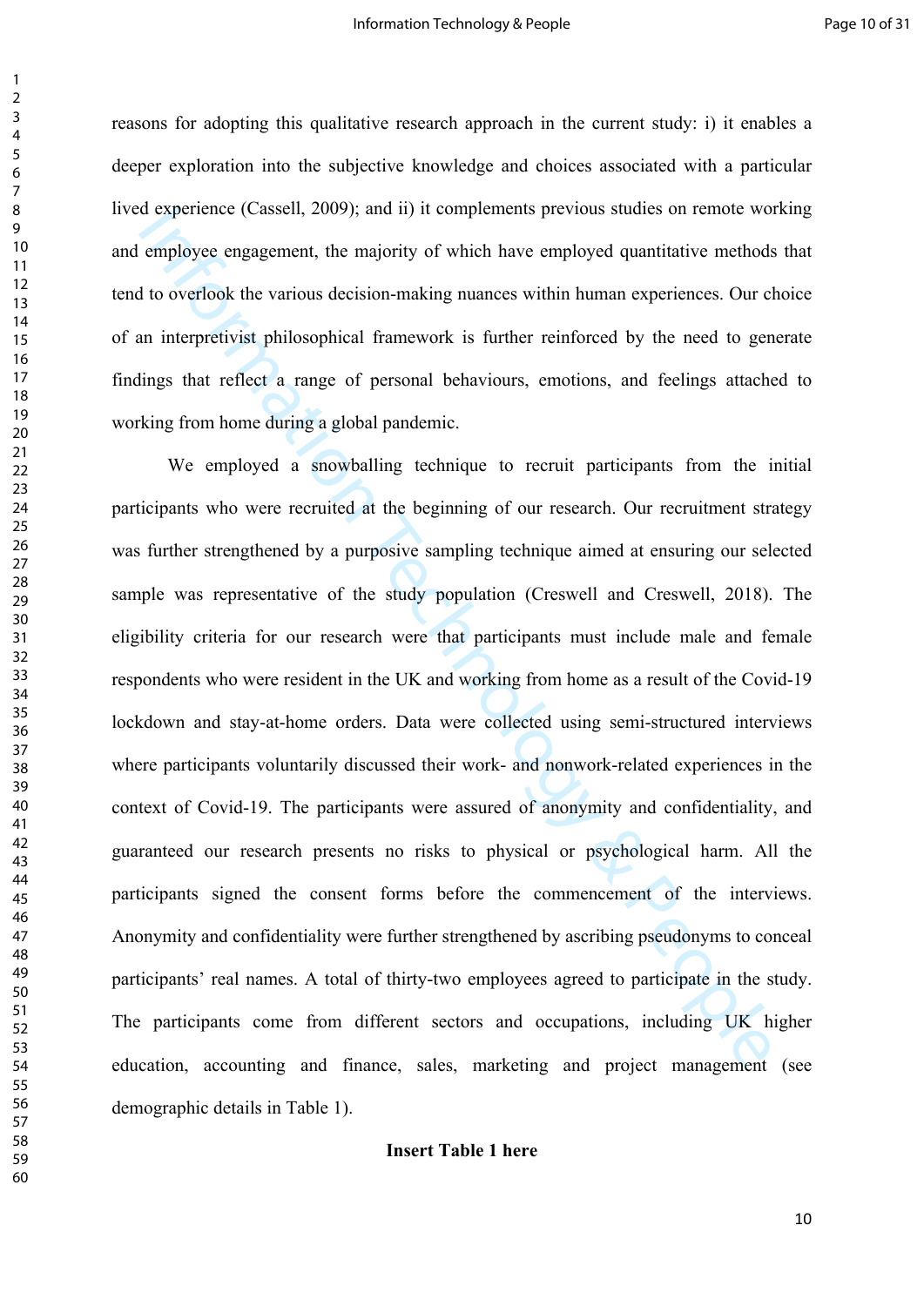reasons for adopting this qualitative research approach in the current study: i) it enables a deeper exploration into the subjective knowledge and choices associated with a particular lived experience (Cassell, 2009); and ii) it complements previous studies on remote working and employee engagement, the majority of which have employed quantitative methods that tend to overlook the various decision-making nuances within human experiences. Our choice of an interpretivist philosophical framework is further reinforced by the need to generate findings that reflect a range of personal behaviours, emotions, and feelings attached to working from home during a global pandemic.

We employed a snowballing technique to recruit participants from the initial participants who were recruited at the beginning of our research. Our recruitment strategy was further strengthened by a purposive sampling technique aimed at ensuring our selected sample was representative of the study population (Creswell and Creswell, 2018). The eligibility criteria for our research were that participants must include male and female respondents who were resident in the UK and working from home as a result of the Covid-19 lockdown and stay-at-home orders. Data were collected using semi-structured interviews where participants voluntarily discussed their work- and nonwork-related experiences in the context of Covid-19. The participants were assured of anonymity and confidentiality, and guaranteed our research presents no risks to physical or psychological harm. All the participants signed the consent forms before the commencement of the interviews. Anonymity and confidentiality were further strengthened by ascribing pseudonyms to conceal participants' real names. A total of thirty-two employees agreed to participate in the study. The participants come from different sectors and occupations, including UK higher education, accounting and finance, sales, marketing and project management (see demographic details in Table 1).

**Insert Table 1 here**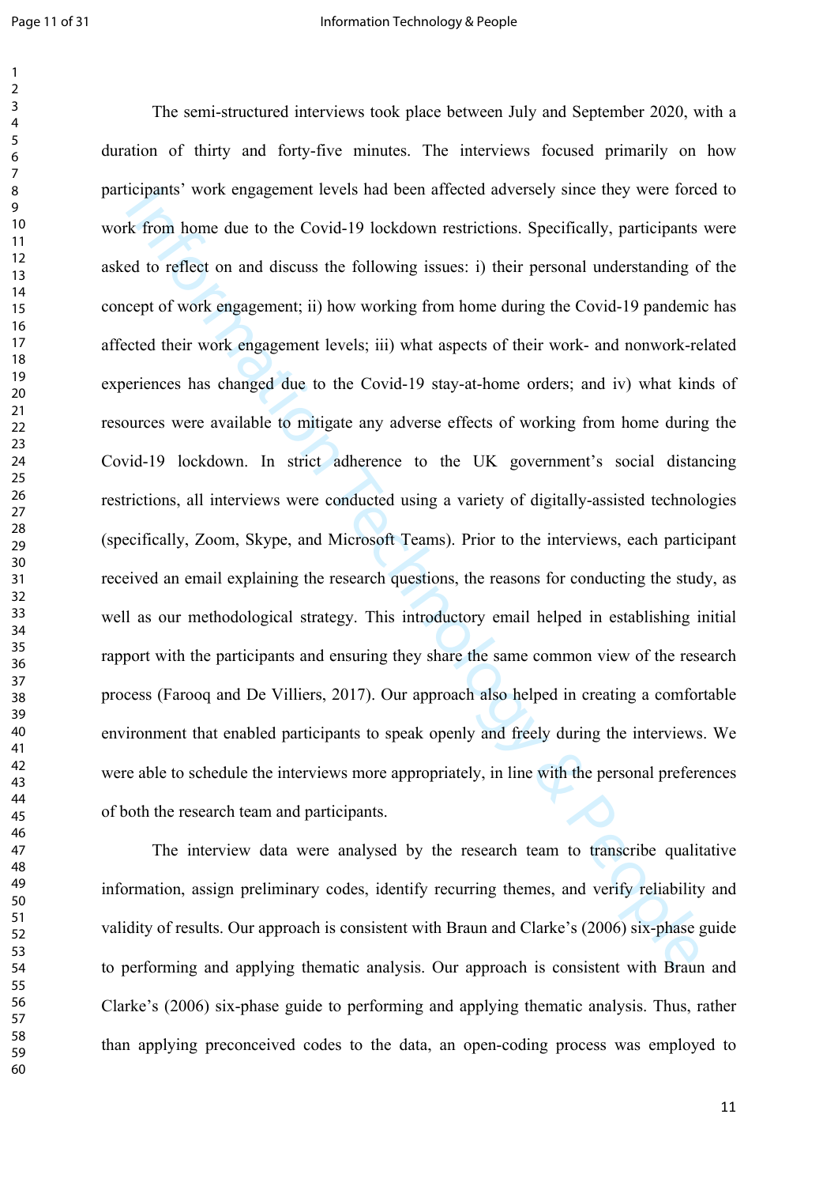The semi-structured interviews took place between July and September 2020, with a duration of thirty and forty-five minutes. The interviews focused primarily on how participants' work engagement levels had been affected adversely since they were forced to work from home due to the Covid-19 lockdown restrictions. Specifically, participants were asked to reflect on and discuss the following issues: i) their personal understanding of the concept of work engagement; ii) how working from home during the Covid-19 pandemic has affected their work engagement levels; iii) what aspects of their work- and nonwork-related experiences has changed due to the Covid-19 stay-at-home orders; and iv) what kinds of resources were available to mitigate any adverse effects of working from home during the Covid-19 lockdown. In strict adherence to the UK government's social distancing restrictions, all interviews were conducted using a variety of digitally-assisted technologies (specifically, Zoom, Skype, and Microsoft Teams). Prior to the interviews, each participant received an email explaining the research questions, the reasons for conducting the study, as well as our methodological strategy. This introductory email helped in establishing initial rapport with the participants and ensuring they share the same common view of the research process (Farooq and De Villiers, 2017). Our approach also helped in creating a comfortable environment that enabled participants to speak openly and freely during the interviews. We were able to schedule the interviews more appropriately, in line with the personal preferences of both the research team and participants.

The interview data were analysed by the research team to transcribe qualitative information, assign preliminary codes, identify recurring themes, and verify reliability and validity of results. Our approach is consistent with Braun and Clarke's (2006) six-phase guide to performing and applying thematic analysis. Our approach is consistent with Braun and Clarke's (2006) six-phase guide to performing and applying thematic analysis. Thus, rather than applying preconceived codes to the data, an open-coding process was employed to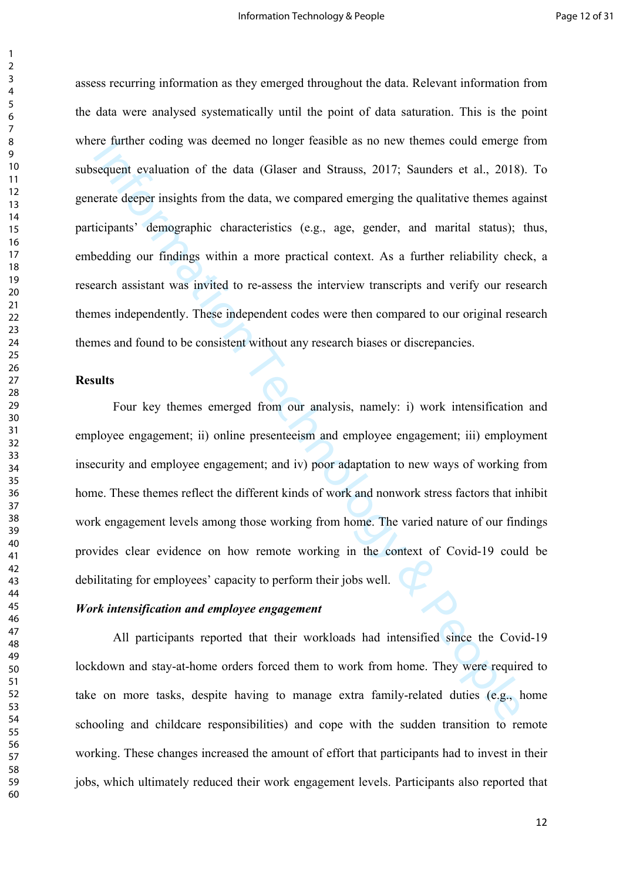assess recurring information as they emerged throughout the data. Relevant information from the data were analysed systematically until the point of data saturation. This is the point where further coding was deemed no longer feasible as no new themes could emerge from subsequent evaluation of the data (Glaser and Strauss, 2017; Saunders et al., 2018). To generate deeper insights from the data, we compared emerging the qualitative themes against participants' demographic characteristics (e.g., age, gender, and marital status); thus, embedding our findings within a more practical context. As a further reliability check, a research assistant was invited to re-assess the interview transcripts and verify our research themes independently. These independent codes were then compared to our original research themes and found to be consistent without any research biases or discrepancies.

## Results

Four key themes emerged from our analysis, namely: i) work intensification and employee engagement; ii) online presenteeism and employee engagement; iii) employment insecurity and employee engagement; and iv) poor adaptation to new ways of working from home. These themes reflect the different kinds of work and nonwork stress factors that inhibit work engagement levels among those working from home. The varied nature of our findings provides clear evidence on how remote working in the context of Covid-19 could be debilitating for employees' capacity to perform their jobs well.

### *Work intensification and employee engagement*

All participants reported that their workloads had intensified since the Covid-19 lockdown and stay-at-home orders forced them to work from home. They were required to take on more tasks, despite having to manage extra family-related duties (e.g., home schooling and childcare responsibilities) and cope with the sudden transition to remote working. These changes increased the amount of effort that participants had to invest in their jobs, which ultimately reduced their work engagement levels. Participants also reported that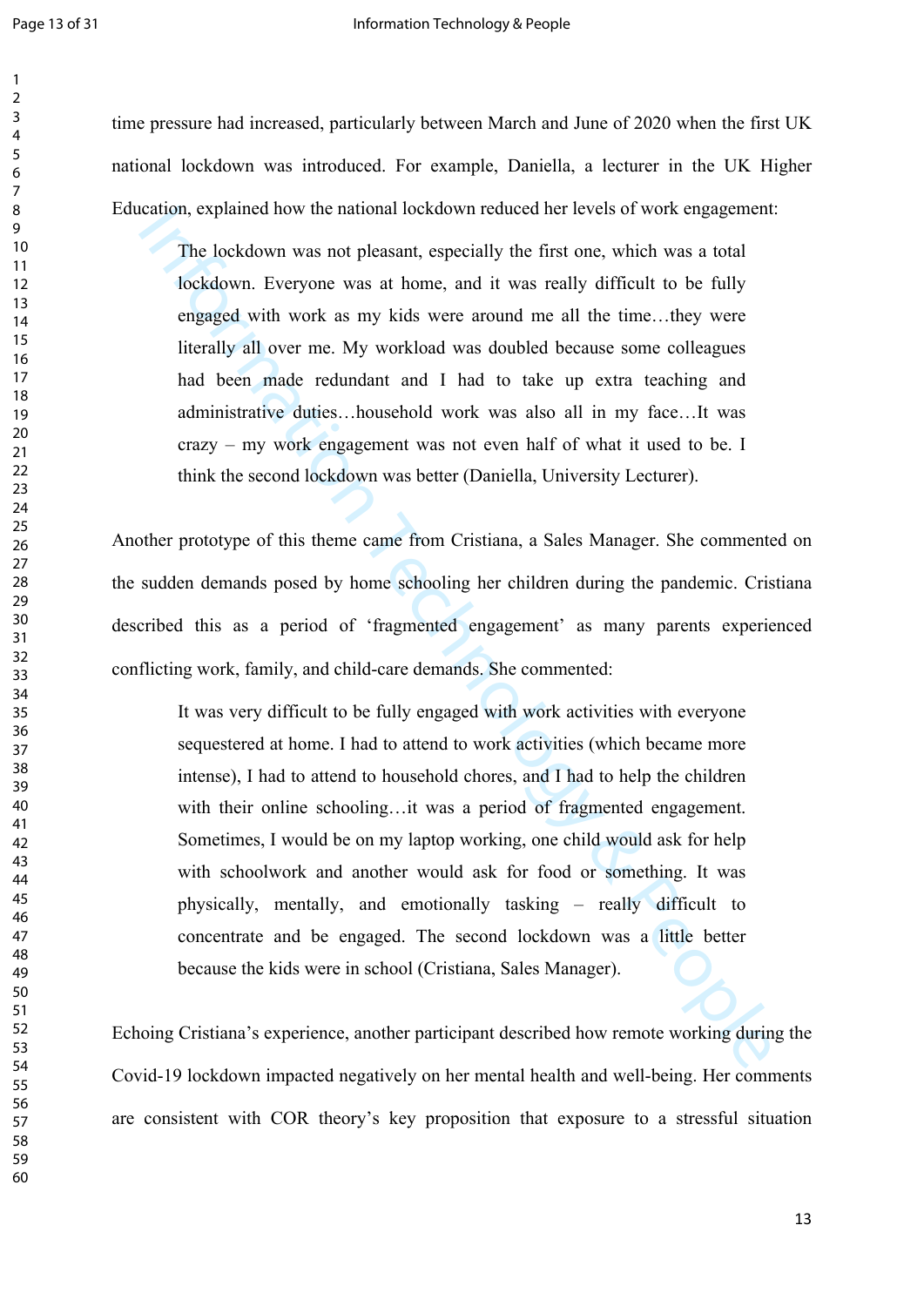time pressure had increased, particularly between March and June of 2020 when the first UK national lockdown was introduced. For example, Daniella, a lecturer in the UK Higher Education, explained how the national lockdown reduced her levels of work engagement:

> The lockdown was not pleasant, especially the first one, which was a total lockdown. Everyone was at home, and it was really difficult to be fully engaged with work as my kids were around me all the time…they were literally all over me. My workload was doubled because some colleagues had been made redundant and I had to take up extra teaching and administrative duties…household work was also all in my face…It was crazy – my work engagement was not even half of what it used to be. I think the second lockdown was better (Daniella, University Lecturer).

Another prototype of this theme came from Cristiana, a Sales Manager. She commented on the sudden demands posed by home schooling her children during the pandemic. Cristiana described this as a period of 'fragmented engagement' as many parents experienced conflicting work, family, and child-care demands. She commented:

> It was very difficult to be fully engaged with work activities with everyone sequestered at home. I had to attend to work activities (which became more intense), I had to attend to household chores, and I had to help the children with their online schooling…it was a period of fragmented engagement. Sometimes, I would be on my laptop working, one child would ask for help with schoolwork and another would ask for food or something. It was physically, mentally, and emotionally tasking – really difficult to concentrate and be engaged. The second lockdown was a little better because the kids were in school (Cristiana, Sales Manager).

Echoing Cristiana's experience, another participant described how remote working during the Covid-19 lockdown impacted negatively on her mental health and well-being. Her comments are consistent with COR theory's key proposition that exposure to a stressful situation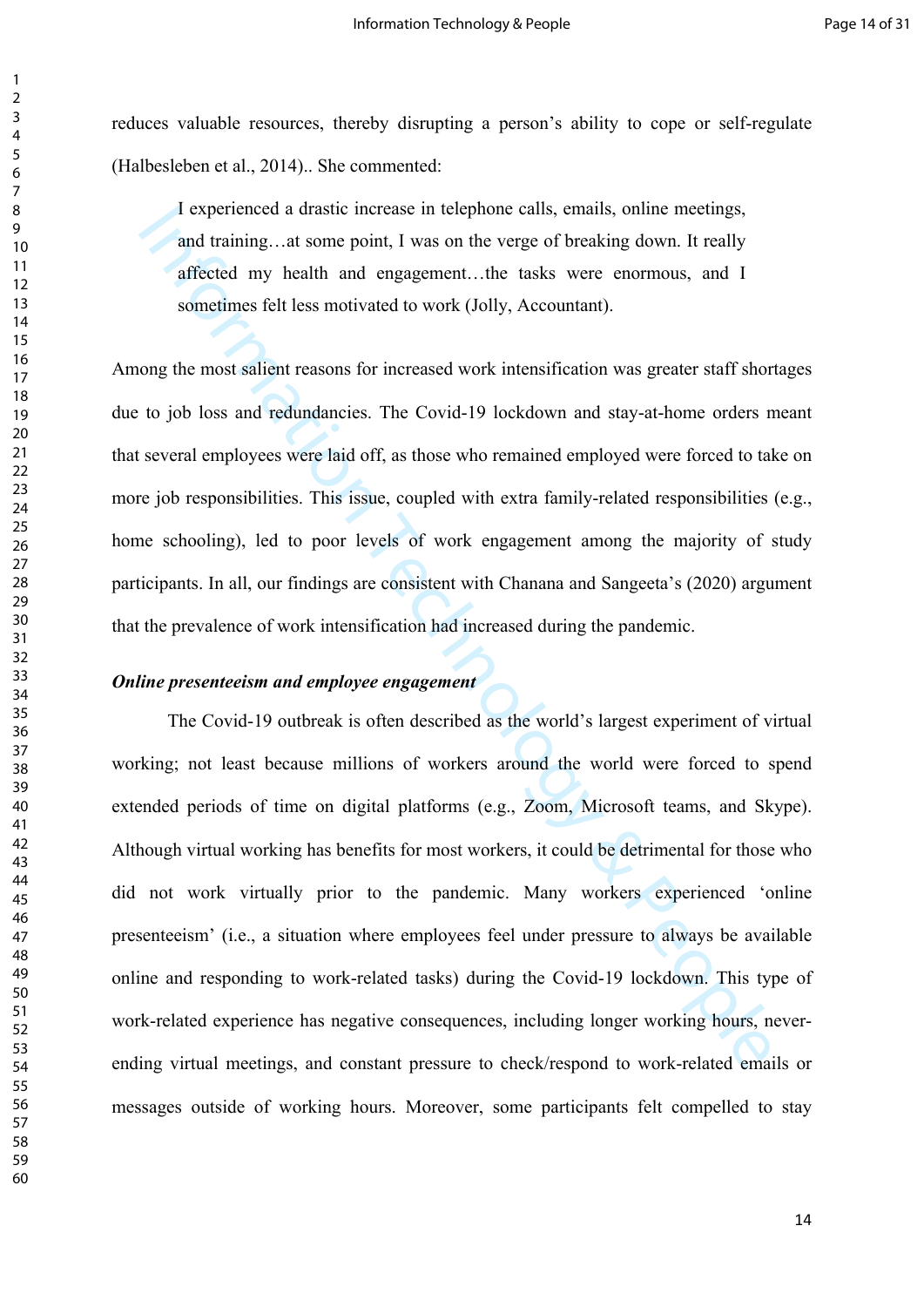reduces valuable resources, thereby disrupting a person's ability to cope or self-regulate (Halbesleben et al., 2014).. She commented:

> I experienced a drastic increase in telephone calls, emails, online meetings, and training…at some point, I was on the verge of breaking down. It really affected my health and engagement…the tasks were enormous, and I sometimes felt less motivated to work (Jolly, Accountant).

Among the most salient reasons for increased work intensification was greater staff shortages due to job loss and redundancies. The Covid-19 lockdown and stay-at-home orders meant that several employees were laid off, as those who remained employed were forced to take on more job responsibilities. This issue, coupled with extra family-related responsibilities (e.g., home schooling), led to poor levels of work engagement among the majority of study participants. In all, our findings are consistent with Chanana and Sangeeta's (2020) argument that the prevalence of work intensification had increased during the pandemic.

***Online presenteeism and employee engagement***

The Covid-19 outbreak is often described as the world's largest experiment of virtual working; not least because millions of workers around the world were forced to spend extended periods of time on digital platforms (e.g., Zoom, Microsoft teams, and Skype). Although virtual working has benefits for most workers, it could be detrimental for those who did not work virtually prior to the pandemic. Many workers experienced 'online presenteeism' (i.e., a situation where employees feel under pressure to always be available online and responding to work-related tasks) during the Covid-19 lockdown. This type of work-related experience has negative consequences, including longer working hours, never-ending virtual meetings, and constant pressure to check/respond to work-related emails or messages outside of working hours. Moreover, some participants felt compelled to stay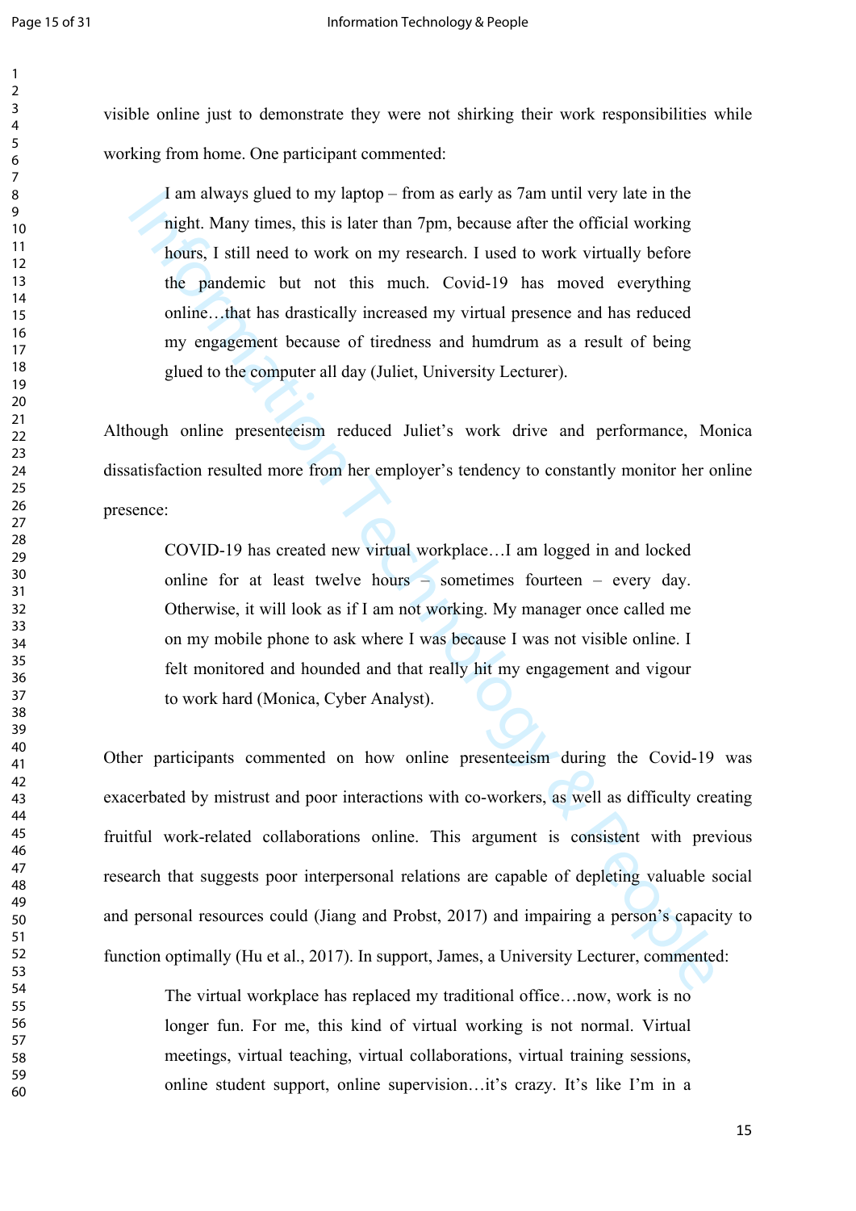visible online just to demonstrate they were not shirking their work responsibilities while working from home. One participant commented:

> I am always glued to my laptop – from as early as 7am until very late in the night. Many times, this is later than 7pm, because after the official working hours, I still need to work on my research. I used to work virtually before the pandemic but not this much. Covid-19 has moved everything online…that has drastically increased my virtual presence and has reduced my engagement because of tiredness and humdrum as a result of being glued to the computer all day (Juliet, University Lecturer).

Although online presenteeism reduced Juliet's work drive and performance, Monica dissatisfaction resulted more from her employer's tendency to constantly monitor her online presence:

> COVID-19 has created new virtual workplace…I am logged in and locked online for at least twelve hours – sometimes fourteen – every day. Otherwise, it will look as if I am not working. My manager once called me on my mobile phone to ask where I was because I was not visible online. I felt monitored and hounded and that really hit my engagement and vigour to work hard (Monica, Cyber Analyst).

Other participants commented on how online presenteeism during the Covid-19 was exacerbated by mistrust and poor interactions with co-workers, as well as difficulty creating fruitful work-related collaborations online. This argument is consistent with previous research that suggests poor interpersonal relations are capable of depleting valuable social and personal resources could (Jiang and Probst, 2017) and impairing a person's capacity to function optimally (Hu et al., 2017). In support, James, a University Lecturer, commented:

> The virtual workplace has replaced my traditional office…now, work is no longer fun. For me, this kind of virtual working is not normal. Virtual meetings, virtual teaching, virtual collaborations, virtual training sessions, online student support, online supervision…it's crazy. It's like I'm in a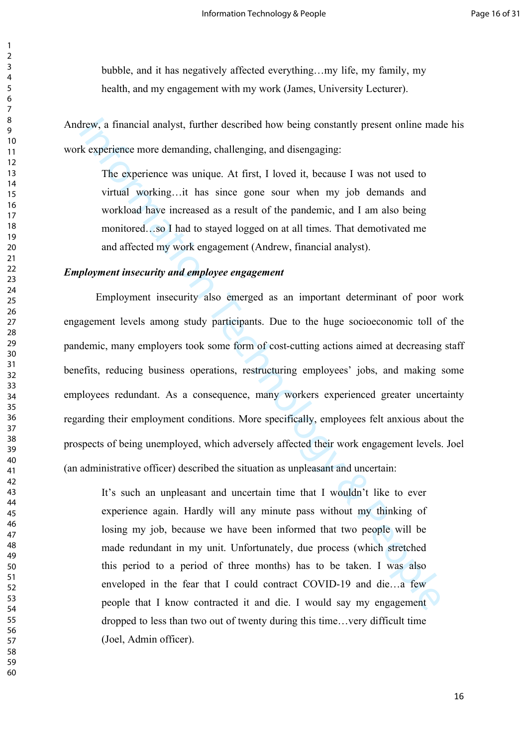> bubble, and it has negatively affected everything…my life, my family, my health, and my engagement with my work (James, University Lecturer).

Andrew, a financial analyst, further described how being constantly present online made his work experience more demanding, challenging, and disengaging:

> The experience was unique. At first, I loved it, because I was not used to virtual working…it has since gone sour when my job demands and workload have increased as a result of the pandemic, and I am also being monitored…so I had to stayed logged on at all times. That demotivated me and affected my work engagement (Andrew, financial analyst).

***Employment insecurity and employee engagement***

Employment insecurity also emerged as an important determinant of poor work engagement levels among study participants. Due to the huge socioeconomic toll of the pandemic, many employers took some form of cost-cutting actions aimed at decreasing staff benefits, reducing business operations, restructuring employees' jobs, and making some employees redundant. As a consequence, many workers experienced greater uncertainty regarding their employment conditions. More specifically, employees felt anxious about the prospects of being unemployed, which adversely affected their work engagement levels. Joel (an administrative officer) described the situation as unpleasant and uncertain:

> It's such an unpleasant and uncertain time that I wouldn't like to ever experience again. Hardly will any minute pass without my thinking of losing my job, because we have been informed that two people will be made redundant in my unit. Unfortunately, due process (which stretched this period to a period of three months) has to be taken. I was also enveloped in the fear that I could contract COVID-19 and die…a few people that I know contracted it and die. I would say my engagement dropped to less than two out of twenty during this time…very difficult time (Joel, Admin officer).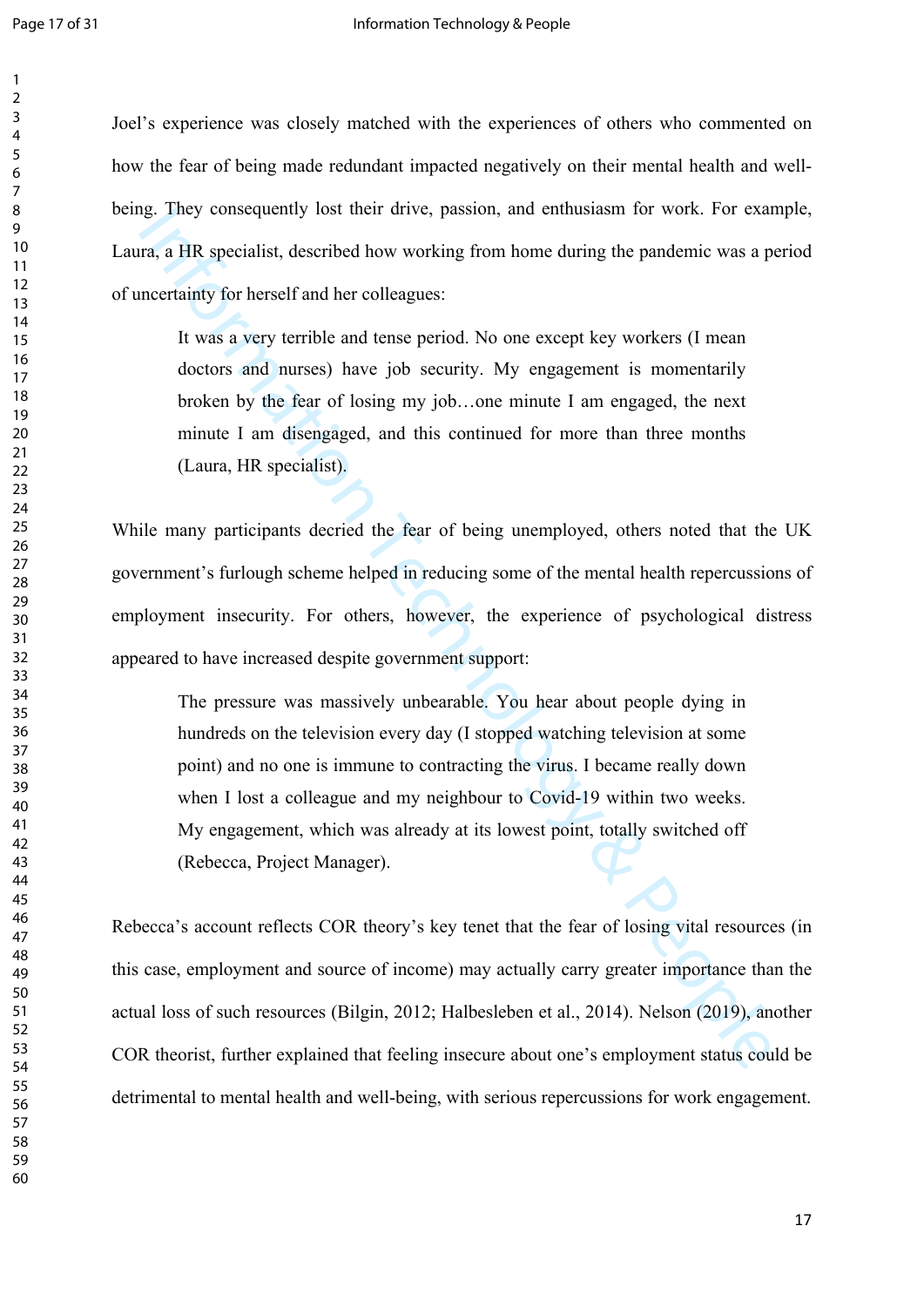Joel's experience was closely matched with the experiences of others who commented on how the fear of being made redundant impacted negatively on their mental health and well-being. They consequently lost their drive, passion, and enthusiasm for work. For example, Laura, a HR specialist, described how working from home during the pandemic was a period of uncertainty for herself and her colleagues:

> It was a very terrible and tense period. No one except key workers (I mean doctors and nurses) have job security. My engagement is momentarily broken by the fear of losing my job…one minute I am engaged, the next minute I am disengaged, and this continued for more than three months (Laura, HR specialist).

While many participants decried the fear of being unemployed, others noted that the UK government's furlough scheme helped in reducing some of the mental health repercussions of employment insecurity. For others, however, the experience of psychological distress appeared to have increased despite government support:

> The pressure was massively unbearable. You hear about people dying in hundreds on the television every day (I stopped watching television at some point) and no one is immune to contracting the virus. I became really down when I lost a colleague and my neighbour to Covid-19 within two weeks. My engagement, which was already at its lowest point, totally switched off (Rebecca, Project Manager).

Rebecca's account reflects COR theory's key tenet that the fear of losing vital resources (in this case, employment and source of income) may actually carry greater importance than the actual loss of such resources (Bilgin, 2012; Halbesleben et al., 2014). Nelson (2019), another COR theorist, further explained that feeling insecure about one's employment status could be detrimental to mental health and well-being, with serious repercussions for work engagement.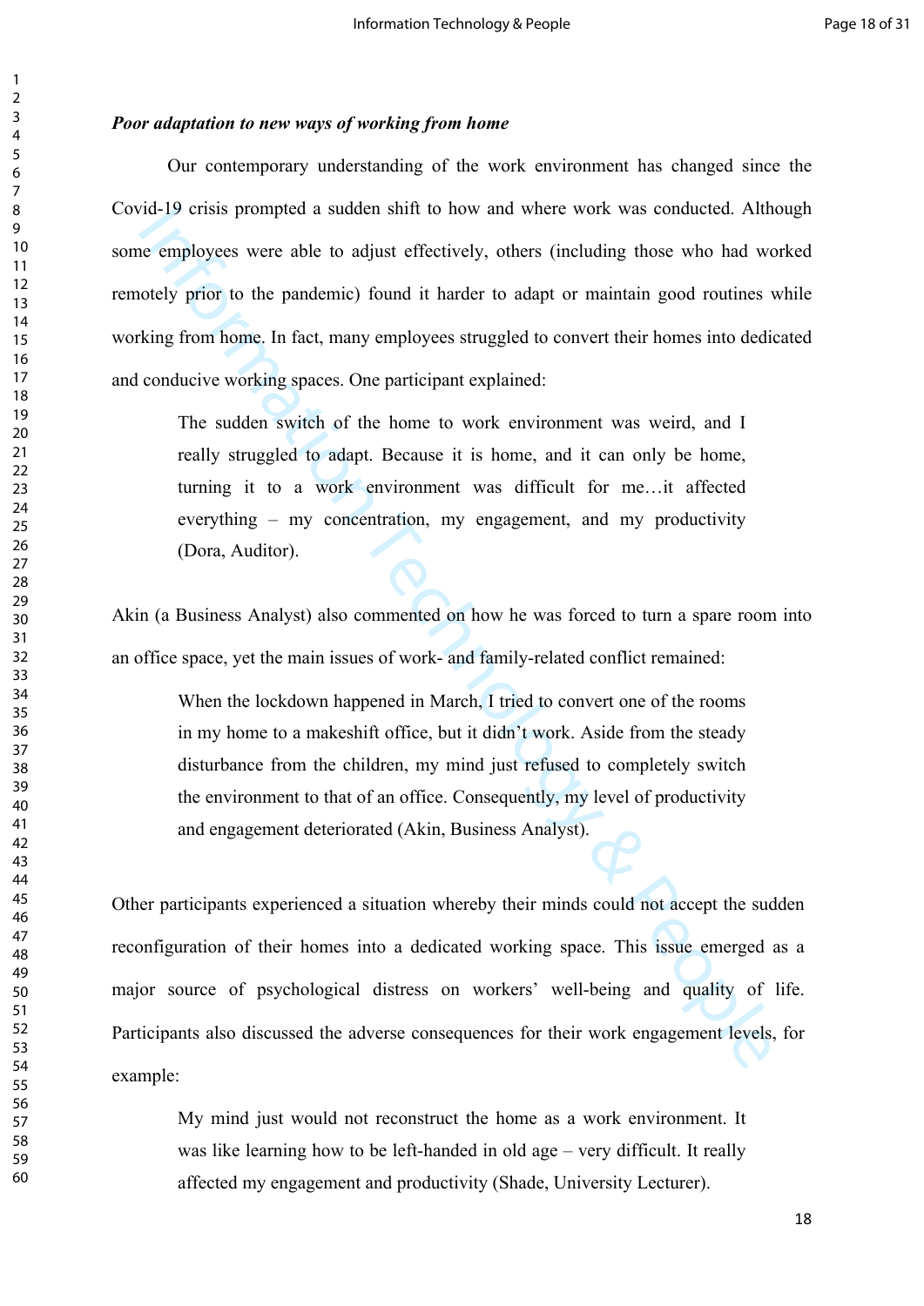***Poor adaptation to new ways of working from home***

Our contemporary understanding of the work environment has changed since the Covid-19 crisis prompted a sudden shift to how and where work was conducted. Although some employees were able to adjust effectively, others (including those who had worked remotely prior to the pandemic) found it harder to adapt or maintain good routines while working from home. In fact, many employees struggled to convert their homes into dedicated and conducive working spaces. One participant explained:

> The sudden switch of the home to work environment was weird, and I really struggled to adapt. Because it is home, and it can only be home, turning it to a work environment was difficult for me…it affected everything – my concentration, my engagement, and my productivity (Dora, Auditor).

Akin (a Business Analyst) also commented on how he was forced to turn a spare room into an office space, yet the main issues of work- and family-related conflict remained:

> When the lockdown happened in March, I tried to convert one of the rooms in my home to a makeshift office, but it didn't work. Aside from the steady disturbance from the children, my mind just refused to completely switch the environment to that of an office. Consequently, my level of productivity and engagement deteriorated (Akin, Business Analyst).

Other participants experienced a situation whereby their minds could not accept the sudden reconfiguration of their homes into a dedicated working space. This issue emerged as a major source of psychological distress on workers' well-being and quality of life. Participants also discussed the adverse consequences for their work engagement levels, for example:

> My mind just would not reconstruct the home as a work environment. It was like learning how to be left-handed in old age – very difficult. It really affected my engagement and productivity (Shade, University Lecturer).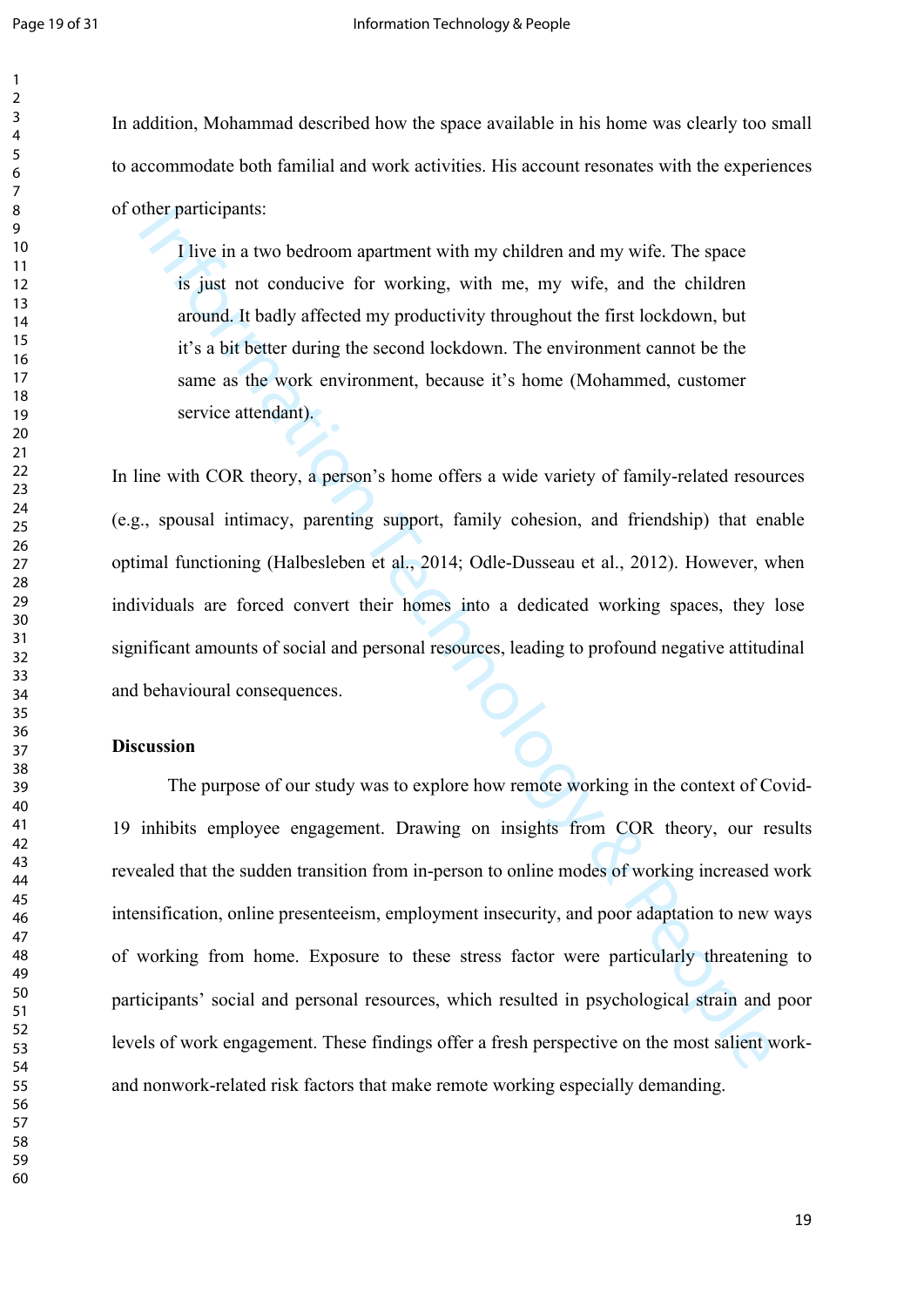In addition, Mohammad described how the space available in his home was clearly too small to accommodate both familial and work activities. His account resonates with the experiences of other participants:

> I live in a two bedroom apartment with my children and my wife. The space is just not conducive for working, with me, my wife, and the children around. It badly affected my productivity throughout the first lockdown, but it's a bit better during the second lockdown. The environment cannot be the same as the work environment, because it's home (Mohammed, customer service attendant).

In line with COR theory, a person's home offers a wide variety of family-related resources (e.g., spousal intimacy, parenting support, family cohesion, and friendship) that enable optimal functioning (Halbesleben et al., 2014; Odle-Dusseau et al., 2012). However, when individuals are forced convert their homes into a dedicated working spaces, they lose significant amounts of social and personal resources, leading to profound negative attitudinal and behavioural consequences.

**Discussion**

The purpose of our study was to explore how remote working in the context of Covid-19 inhibits employee engagement. Drawing on insights from COR theory, our results revealed that the sudden transition from in-person to online modes of working increased work intensification, online presenteeism, employment insecurity, and poor adaptation to new ways of working from home. Exposure to these stress factor were particularly threatening to participants' social and personal resources, which resulted in psychological strain and poor levels of work engagement. These findings offer a fresh perspective on the most salient work- and nonwork-related risk factors that make remote working especially demanding.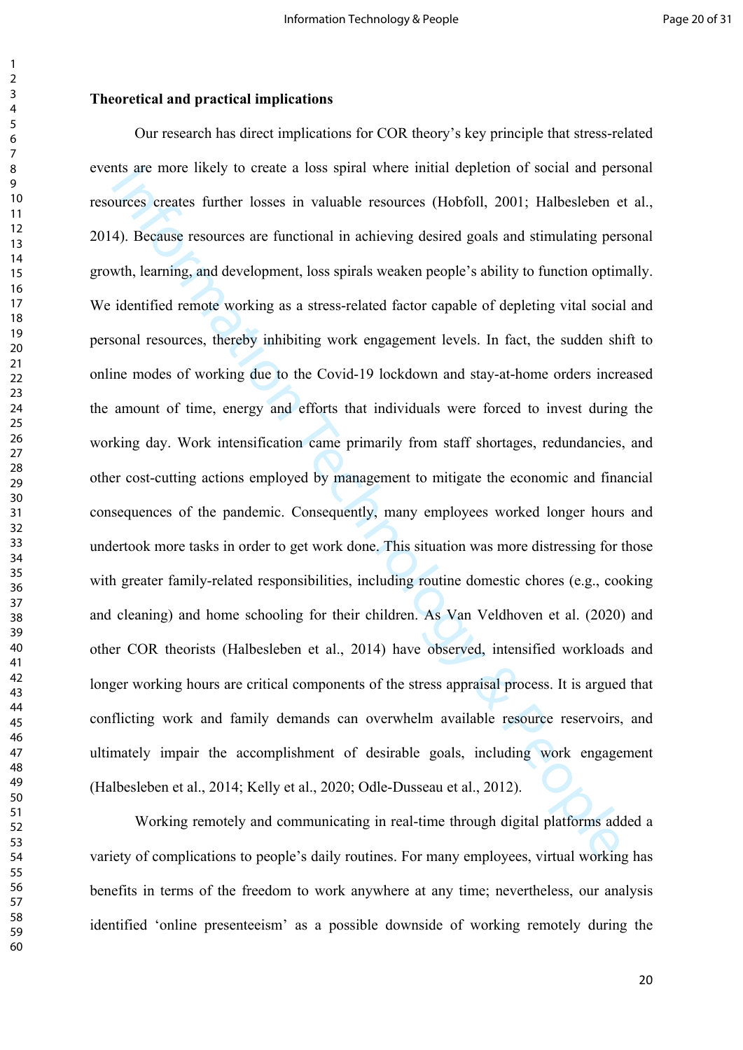**Theoretical and practical implications**

Our research has direct implications for COR theory's key principle that stress-related events are more likely to create a loss spiral where initial depletion of social and personal resources creates further losses in valuable resources (Hobfoll, 2001; Halbesleben et al., 2014). Because resources are functional in achieving desired goals and stimulating personal growth, learning, and development, loss spirals weaken people's ability to function optimally. We identified remote working as a stress-related factor capable of depleting vital social and personal resources, thereby inhibiting work engagement levels. In fact, the sudden shift to online modes of working due to the Covid-19 lockdown and stay-at-home orders increased the amount of time, energy and efforts that individuals were forced to invest during the working day. Work intensification came primarily from staff shortages, redundancies, and other cost-cutting actions employed by management to mitigate the economic and financial consequences of the pandemic. Consequently, many employees worked longer hours and undertook more tasks in order to get work done. This situation was more distressing for those with greater family-related responsibilities, including routine domestic chores (e.g., cooking and cleaning) and home schooling for their children. As Van Veldhoven et al. (2020) and other COR theorists (Halbesleben et al., 2014) have observed, intensified workloads and longer working hours are critical components of the stress appraisal process. It is argued that conflicting work and family demands can overwhelm available resource reservoirs, and ultimately impair the accomplishment of desirable goals, including work engagement (Halbesleben et al., 2014; Kelly et al., 2020; Odle-Dusseau et al., 2012).

Working remotely and communicating in real-time through digital platforms added a variety of complications to people's daily routines. For many employees, virtual working has benefits in terms of the freedom to work anywhere at any time; nevertheless, our analysis identified 'online presenteeism' as a possible downside of working remotely during the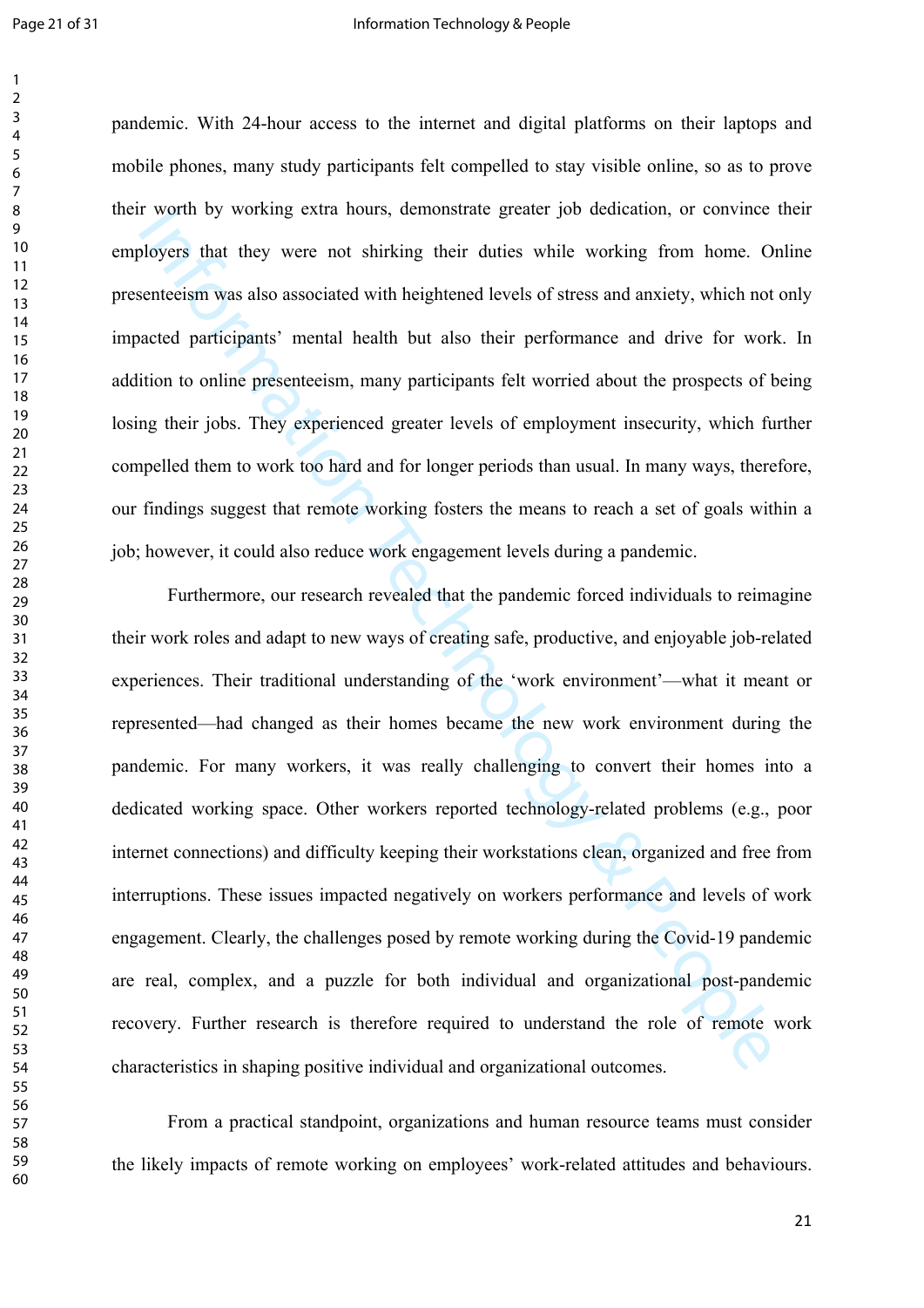pandemic. With 24-hour access to the internet and digital platforms on their laptops and mobile phones, many study participants felt compelled to stay visible online, so as to prove their worth by working extra hours, demonstrate greater job dedication, or convince their employers that they were not shirking their duties while working from home. Online presenteeism was also associated with heightened levels of stress and anxiety, which not only impacted participants' mental health but also their performance and drive for work. In addition to online presenteeism, many participants felt worried about the prospects of being losing their jobs. They experienced greater levels of employment insecurity, which further compelled them to work too hard and for longer periods than usual. In many ways, therefore, our findings suggest that remote working fosters the means to reach a set of goals within a job; however, it could also reduce work engagement levels during a pandemic.

Furthermore, our research revealed that the pandemic forced individuals to reimagine their work roles and adapt to new ways of creating safe, productive, and enjoyable job-related experiences. Their traditional understanding of the 'work environment'—what it meant or represented—had changed as their homes became the new work environment during the pandemic. For many workers, it was really challenging to convert their homes into a dedicated working space. Other workers reported technology-related problems (e.g., poor internet connections) and difficulty keeping their workstations clean, organized and free from interruptions. These issues impacted negatively on workers performance and levels of work engagement. Clearly, the challenges posed by remote working during the Covid-19 pandemic are real, complex, and a puzzle for both individual and organizational post-pandemic recovery. Further research is therefore required to understand the role of remote work characteristics in shaping positive individual and organizational outcomes.

From a practical standpoint, organizations and human resource teams must consider the likely impacts of remote working on employees' work-related attitudes and behaviours.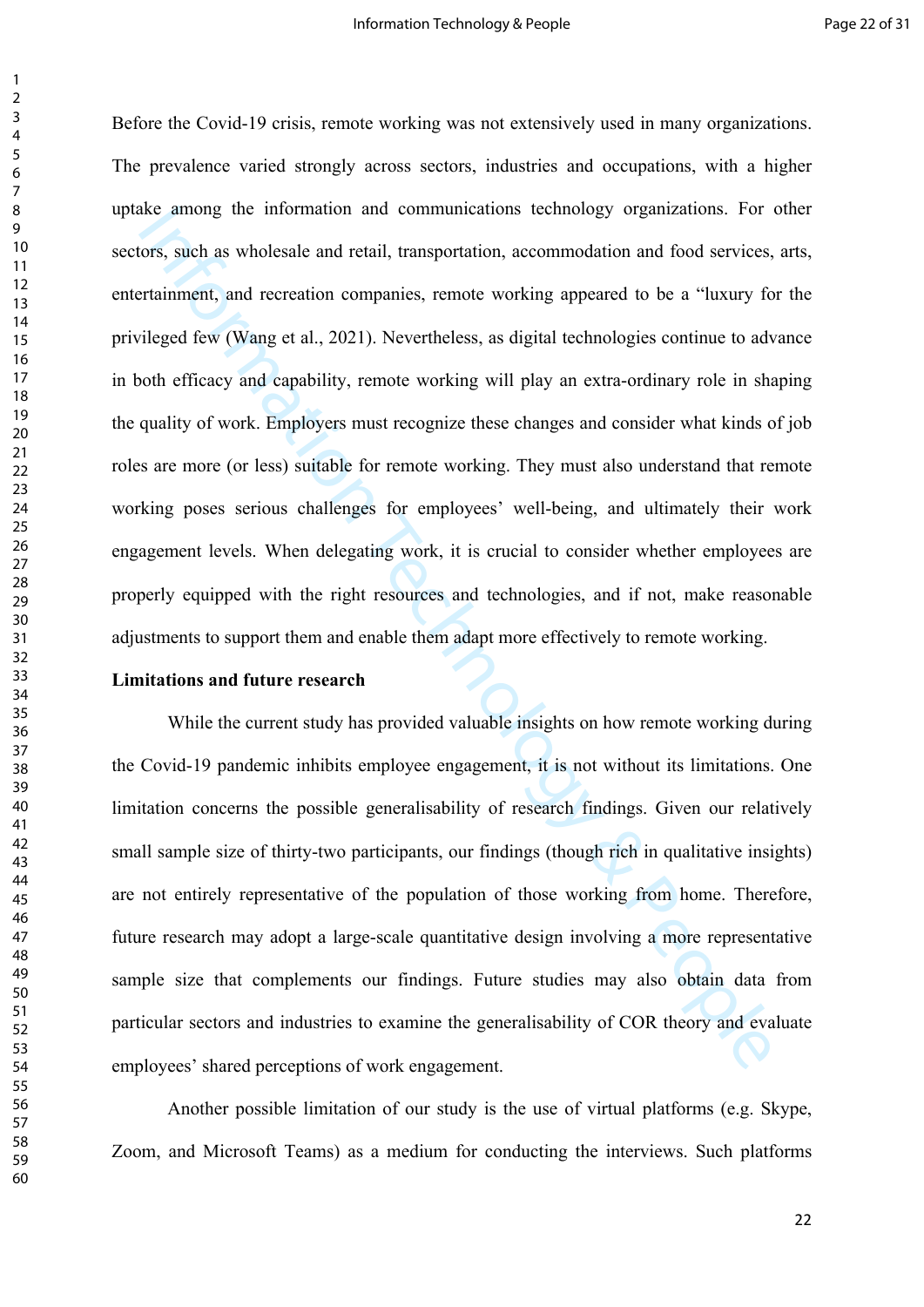Before the Covid-19 crisis, remote working was not extensively used in many organizations. The prevalence varied strongly across sectors, industries and occupations, with a higher uptake among the information and communications technology organizations. For other sectors, such as wholesale and retail, transportation, accommodation and food services, arts, entertainment, and recreation companies, remote working appeared to be a "luxury for the privileged few (Wang et al., 2021). Nevertheless, as digital technologies continue to advance in both efficacy and capability, remote working will play an extra-ordinary role in shaping the quality of work. Employers must recognize these changes and consider what kinds of job roles are more (or less) suitable for remote working. They must also understand that remote working poses serious challenges for employees' well-being, and ultimately their work engagement levels. When delegating work, it is crucial to consider whether employees are properly equipped with the right resources and technologies, and if not, make reasonable adjustments to support them and enable them adapt more effectively to remote working.

**Limitations and future research**

While the current study has provided valuable insights on how remote working during the Covid-19 pandemic inhibits employee engagement, it is not without its limitations. One limitation concerns the possible generalisability of research findings. Given our relatively small sample size of thirty-two participants, our findings (though rich in qualitative insights) are not entirely representative of the population of those working from home. Therefore, future research may adopt a large-scale quantitative design involving a more representative sample size that complements our findings. Future studies may also obtain data from particular sectors and industries to examine the generalisability of COR theory and evaluate employees' shared perceptions of work engagement.

Another possible limitation of our study is the use of virtual platforms (e.g. Skype, Zoom, and Microsoft Teams) as a medium for conducting the interviews. Such platforms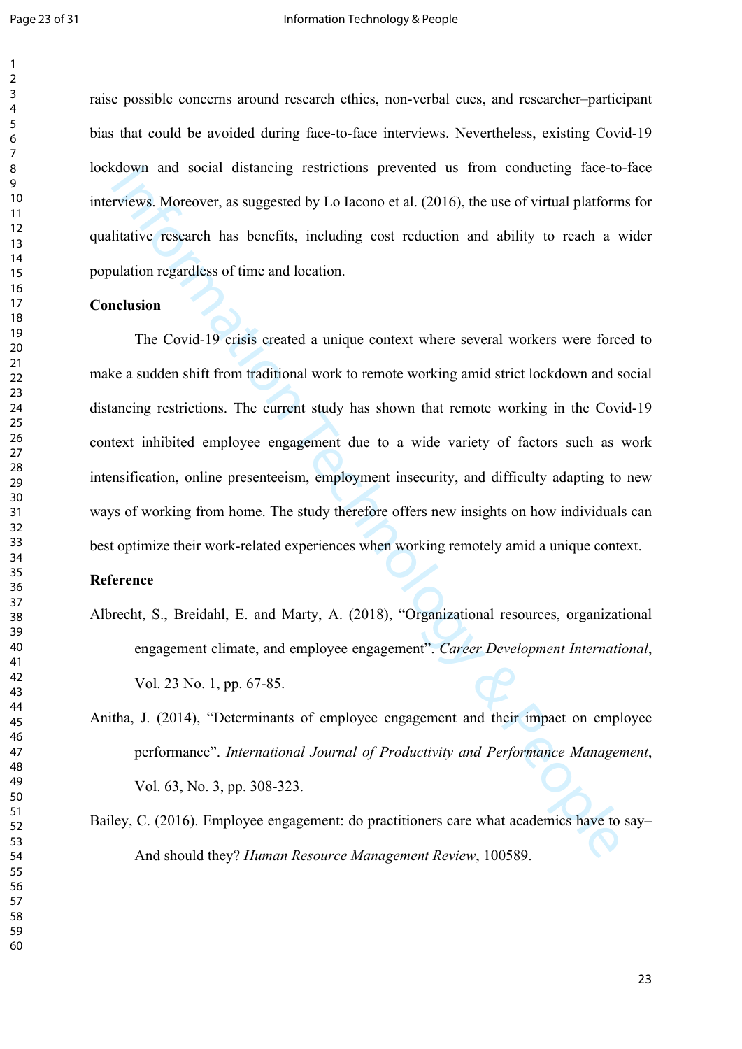raise possible concerns around research ethics, non-verbal cues, and researcher–participant bias that could be avoided during face-to-face interviews. Nevertheless, existing Covid-19 lockdown and social distancing restrictions prevented us from conducting face-to-face interviews. Moreover, as suggested by Lo Iacono et al. (2016), the use of virtual platforms for qualitative research has benefits, including cost reduction and ability to reach a wider population regardless of time and location.

**Conclusion**

The Covid-19 crisis created a unique context where several workers were forced to make a sudden shift from traditional work to remote working amid strict lockdown and social distancing restrictions. The current study has shown that remote working in the Covid-19 context inhibited employee engagement due to a wide variety of factors such as work intensification, online presenteeism, employment insecurity, and difficulty adapting to new ways of working from home. The study therefore offers new insights on how individuals can best optimize their work-related experiences when working remotely amid a unique context.

**Reference**

Albrecht, S., Breidahl, E. and Marty, A. (2018), "Organizational resources, organizational engagement climate, and employee engagement". *Career Development International*, Vol. 23 No. 1, pp. 67-85.

Anitha, J. (2014), "Determinants of employee engagement and their impact on employee performance". *International Journal of Productivity and Performance Management*, Vol. 63, No. 3, pp. 308-323.

Bailey, C. (2016). Employee engagement: do practitioners care what academics have to say–And should they? *Human Resource Management Review*, 100589.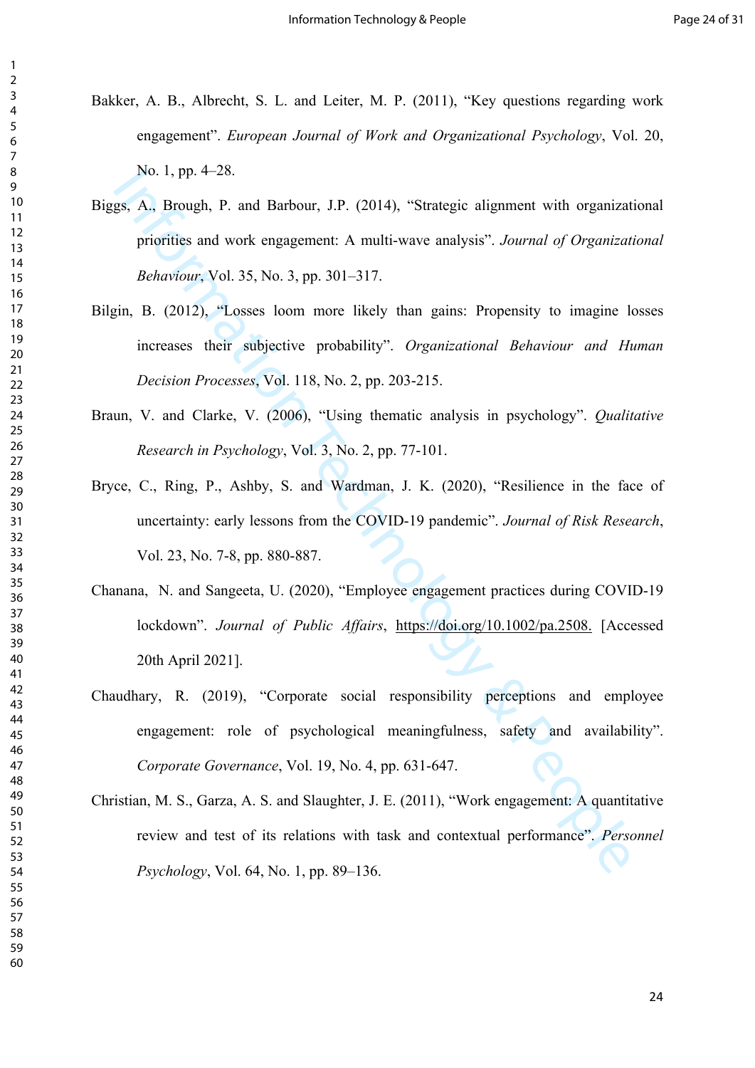Bakker, A. B., Albrecht, S. L. and Leiter, M. P. (2011), "Key questions regarding work engagement". *European Journal of Work and Organizational Psychology*, Vol. 20, No. 1, pp. 4–28.

Biggs, A., Brough, P. and Barbour, J.P. (2014), "Strategic alignment with organizational priorities and work engagement: A multi-wave analysis". *Journal of Organizational Behaviour*, Vol. 35, No. 3, pp. 301–317.

Bilgin, B. (2012), "Losses loom more likely than gains: Propensity to imagine losses increases their subjective probability". *Organizational Behaviour and Human Decision Processes*, Vol. 118, No. 2, pp. 203-215.

Braun, V. and Clarke, V. (2006), "Using thematic analysis in psychology". *Qualitative Research in Psychology*, Vol. 3, No. 2, pp. 77-101.

Bryce, C., Ring, P., Ashby, S. and Wardman, J. K. (2020), "Resilience in the face of uncertainty: early lessons from the COVID-19 pandemic". *Journal of Risk Research*, Vol. 23, No. 7-8, pp. 880-887.

Chanana, N. and Sangeeta, U. (2020), "Employee engagement practices during COVID-19 lockdown". *Journal of Public Affairs*, https://doi.org/10.1002/pa.2508. [Accessed 20th April 2021].

Chaudhary, R. (2019), "Corporate social responsibility perceptions and employee engagement: role of psychological meaningfulness, safety and availability". *Corporate Governance*, Vol. 19, No. 4, pp. 631-647.

Christian, M. S., Garza, A. S. and Slaughter, J. E. (2011), "Work engagement: A quantitative review and test of its relations with task and contextual performance". *Personnel Psychology*, Vol. 64, No. 1, pp. 89–136.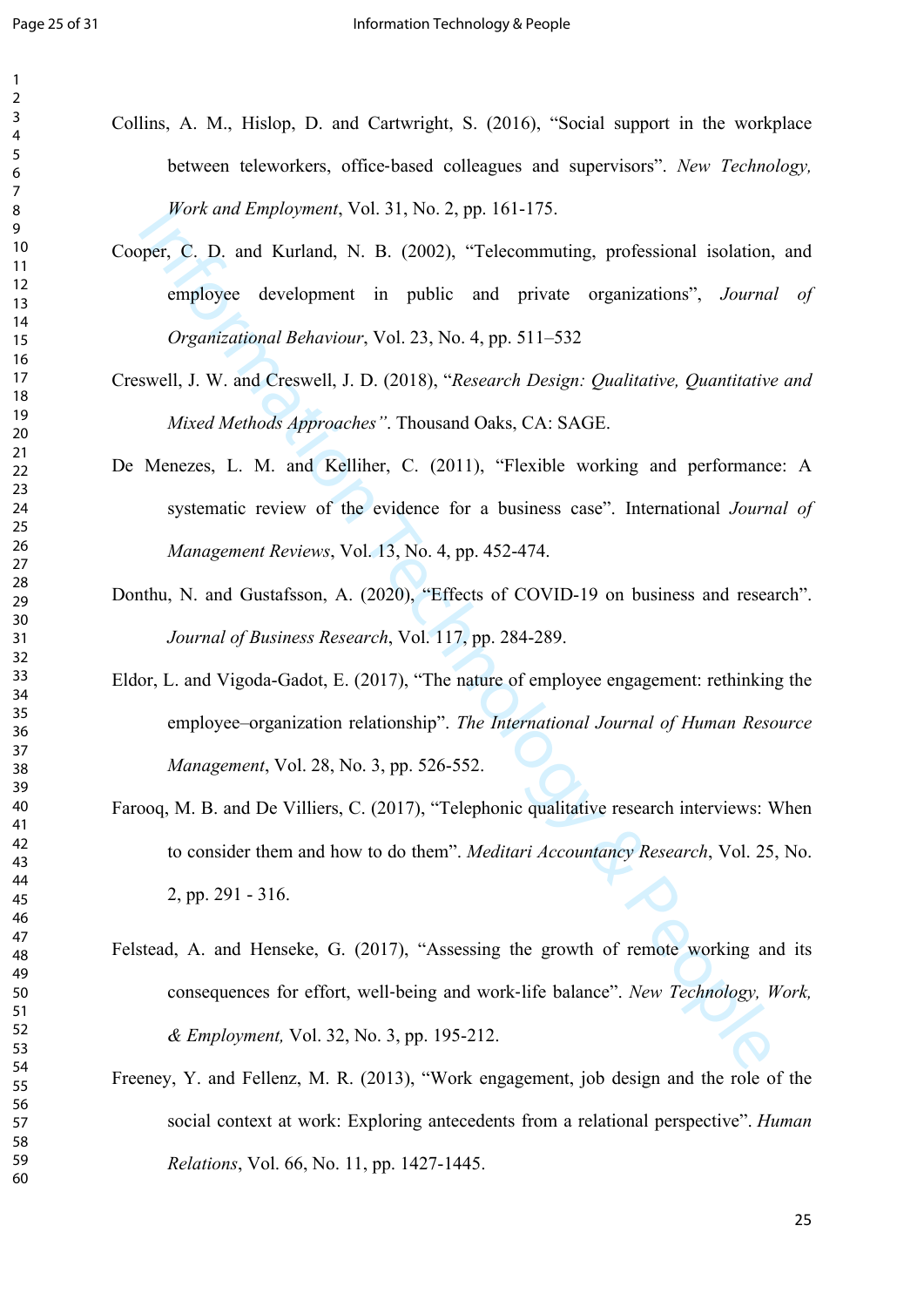Collins, A. M., Hislop, D. and Cartwright, S. (2016), "Social support in the workplace between teleworkers, office-based colleagues and supervisors". *New Technology, Work and Employment*, Vol. 31, No. 2, pp. 161-175.

Cooper, C. D. and Kurland, N. B. (2002), "Telecommuting, professional isolation, and employee development in public and private organizations", *Journal of Organizational Behaviour*, Vol. 23, No. 4, pp. 511–532

Creswell, J. W. and Creswell, J. D. (2018), "*Research Design: Qualitative, Quantitative and Mixed Methods Approaches*". Thousand Oaks, CA: SAGE.

De Menezes, L. M. and Kelliher, C. (2011), "Flexible working and performance: A systematic review of the evidence for a business case". International *Journal of Management Reviews*, Vol. 13, No. 4, pp. 452-474.

Donthu, N. and Gustafsson, A. (2020), "Effects of COVID-19 on business and research". *Journal of Business Research*, Vol. 117, pp. 284-289.

Eldor, L. and Vigoda-Gadot, E. (2017), "The nature of employee engagement: rethinking the employee–organization relationship". *The International Journal of Human Resource Management*, Vol. 28, No. 3, pp. 526-552.

Farooq, M. B. and De Villiers, C. (2017), "Telephonic qualitative research interviews: When to consider them and how to do them". *Meditari Accountancy Research*, Vol. 25, No. 2, pp. 291 - 316.

Felstead, A. and Henseke, G. (2017), "Assessing the growth of remote working and its consequences for effort, well-being and work-life balance". *New Technology, Work, & Employment,* Vol. 32, No. 3, pp. 195-212.

Freeney, Y. and Fellenz, M. R. (2013), "Work engagement, job design and the role of the social context at work: Exploring antecedents from a relational perspective". *Human Relations*, Vol. 66, No. 11, pp. 1427-1445.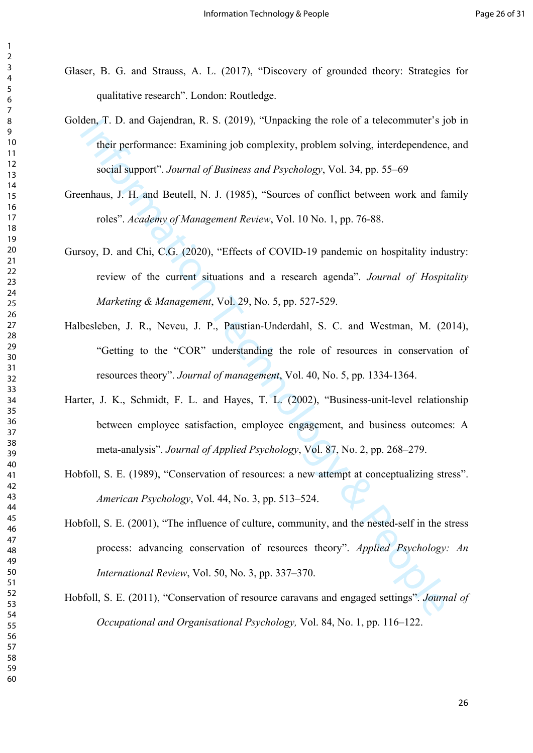Glaser, B. G. and Strauss, A. L. (2017), "Discovery of grounded theory: Strategies for qualitative research". London: Routledge.

Golden, T. D. and Gajendran, R. S. (2019), "Unpacking the role of a telecommuter's job in their performance: Examining job complexity, problem solving, interdependence, and social support". *Journal of Business and Psychology*, Vol. 34, pp. 55–69

Greenhaus, J. H. and Beutell, N. J. (1985), "Sources of conflict between work and family roles". *Academy of Management Review*, Vol. 10 No. 1, pp. 76-88.

Gursoy, D. and Chi, C.G. (2020), "Effects of COVID-19 pandemic on hospitality industry: review of the current situations and a research agenda". *Journal of Hospitality Marketing & Management*, Vol. 29, No. 5, pp. 527-529.

Halbesleben, J. R., Neveu, J. P., Paustian-Underdahl, S. C. and Westman, M. (2014), "Getting to the "COR" understanding the role of resources in conservation of resources theory". *Journal of management*, Vol. 40, No. 5, pp. 1334-1364.

Harter, J. K., Schmidt, F. L. and Hayes, T. L. (2002), "Business-unit-level relationship between employee satisfaction, employee engagement, and business outcomes: A meta-analysis". *Journal of Applied Psychology*, Vol. 87, No. 2, pp. 268–279.

Hobfoll, S. E. (1989), "Conservation of resources: a new attempt at conceptualizing stress". *American Psychology*, Vol. 44, No. 3, pp. 513–524.

Hobfoll, S. E. (2001), "The influence of culture, community, and the nested-self in the stress process: advancing conservation of resources theory". *Applied Psychology: An International Review*, Vol. 50, No. 3, pp. 337–370.

Hobfoll, S. E. (2011), "Conservation of resource caravans and engaged settings". *Journal of Occupational and Organisational Psychology,* Vol. 84, No. 1, pp. 116–122.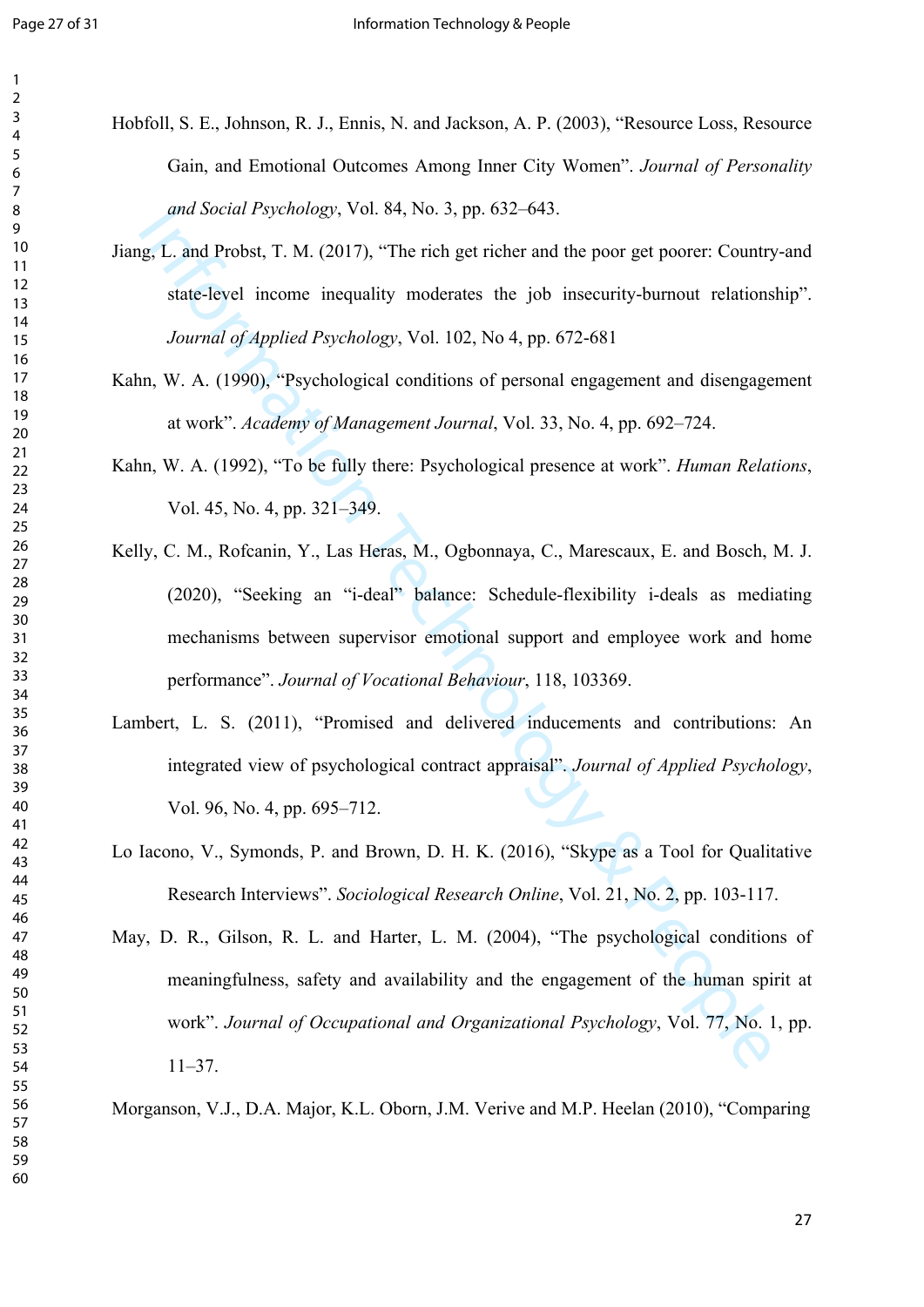Hobfoll, S. E., Johnson, R. J., Ennis, N. and Jackson, A. P. (2003), "Resource Loss, Resource Gain, and Emotional Outcomes Among Inner City Women". *Journal of Personality and Social Psychology*, Vol. 84, No. 3, pp. 632–643.

Jiang, L. and Probst, T. M. (2017), "The rich get richer and the poor get poorer: Country-and state-level income inequality moderates the job insecurity-burnout relationship". *Journal of Applied Psychology*, Vol. 102, No 4, pp. 672-681

Kahn, W. A. (1990), "Psychological conditions of personal engagement and disengagement at work". *Academy of Management Journal*, Vol. 33, No. 4, pp. 692–724.

Kahn, W. A. (1992), "To be fully there: Psychological presence at work". *Human Relations*, Vol. 45, No. 4, pp. 321–349.

Kelly, C. M., Rofcanin, Y., Las Heras, M., Ogbonnaya, C., Marescaux, E. and Bosch, M. J. (2020), "Seeking an "i-deal" balance: Schedule-flexibility i-deals as mediating mechanisms between supervisor emotional support and employee work and home performance". *Journal of Vocational Behaviour*, 118, 103369.

Lambert, L. S. (2011), "Promised and delivered inducements and contributions: An integrated view of psychological contract appraisal". *Journal of Applied Psychology*, Vol. 96, No. 4, pp. 695–712.

Lo Iacono, V., Symonds, P. and Brown, D. H. K. (2016), "Skype as a Tool for Qualitative Research Interviews". *Sociological Research Online*, Vol. 21, No. 2, pp. 103-117.

May, D. R., Gilson, R. L. and Harter, L. M. (2004), "The psychological conditions of meaningfulness, safety and availability and the engagement of the human spirit at work". *Journal of Occupational and Organizational Psychology*, Vol. 77, No. 1, pp. 11–37.

Morganson, V.J., D.A. Major, K.L. Oborn, J.M. Verive and M.P. Heelan (2010), "Comparing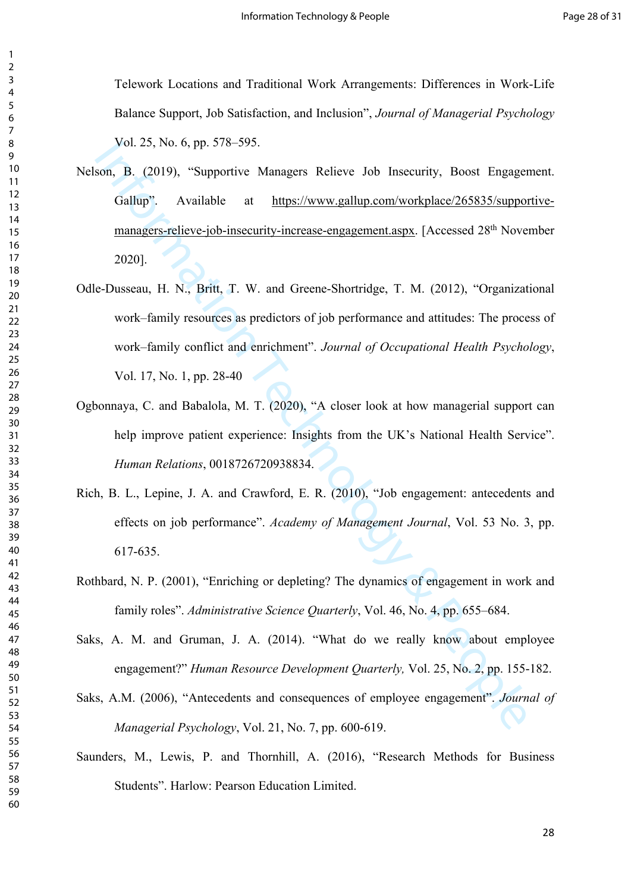Telework Locations and Traditional Work Arrangements: Differences in Work-Life Balance Support, Job Satisfaction, and Inclusion", *Journal of Managerial Psychology* Vol. 25, No. 6, pp. 578–595.

Nelson, B. (2019), "Supportive Managers Relieve Job Insecurity, Boost Engagement. Gallup". Available at https://www.gallup.com/workplace/265835/supportive-managers-relieve-job-insecurity-increase-engagement.aspx. [Accessed 28th November 2020].

Odle-Dusseau, H. N., Britt, T. W. and Greene-Shortridge, T. M. (2012), "Organizational work–family resources as predictors of job performance and attitudes: The process of work–family conflict and enrichment". *Journal of Occupational Health Psychology*, Vol. 17, No. 1, pp. 28-40

Ogbonnaya, C. and Babalola, M. T. (2020), "A closer look at how managerial support can help improve patient experience: Insights from the UK's National Health Service". *Human Relations*, 0018726720938834.

Rich, B. L., Lepine, J. A. and Crawford, E. R. (2010), "Job engagement: antecedents and effects on job performance". *Academy of Management Journal*, Vol. 53 No. 3, pp. 617-635.

Rothbard, N. P. (2001), "Enriching or depleting? The dynamics of engagement in work and family roles". *Administrative Science Quarterly*, Vol. 46, No. 4, pp. 655–684.

Saks, A. M. and Gruman, J. A. (2014). "What do we really know about employee engagement?" *Human Resource Development Quarterly,* Vol. 25, No. 2, pp. 155-182.

Saks, A.M. (2006), "Antecedents and consequences of employee engagement". *Journal of Managerial Psychology*, Vol. 21, No. 7, pp. 600-619.

Saunders, M., Lewis, P. and Thornhill, A. (2016), "Research Methods for Business Students". Harlow: Pearson Education Limited.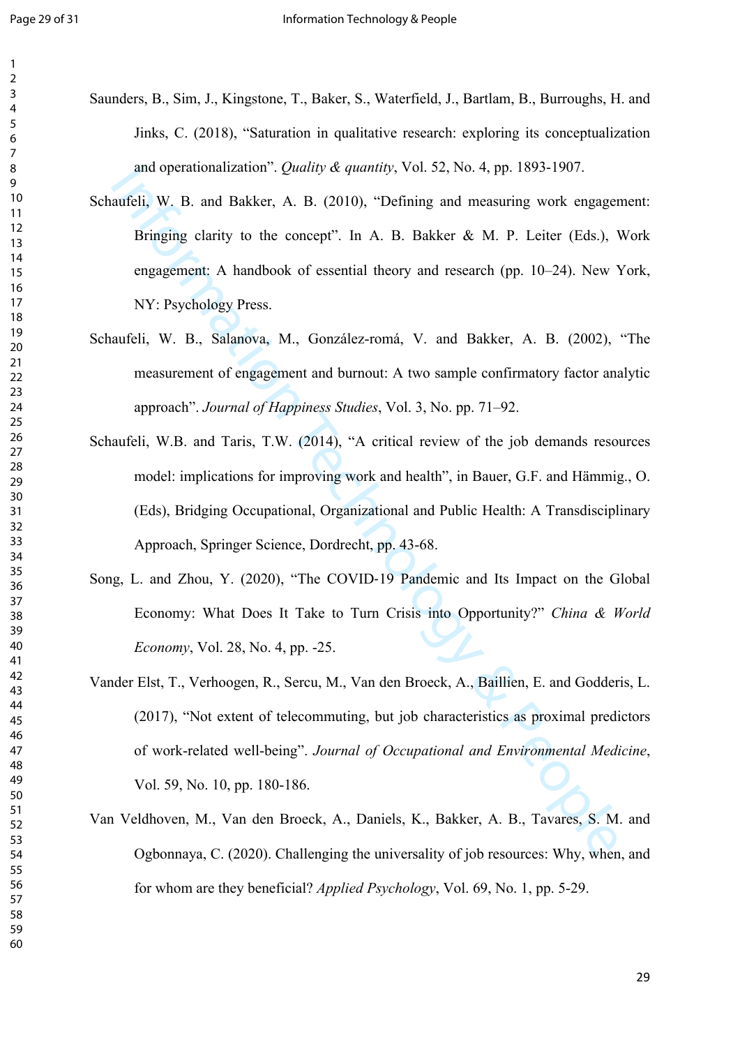Saunders, B., Sim, J., Kingstone, T., Baker, S., Waterfield, J., Bartlam, B., Burroughs, H. and Jinks, C. (2018), "Saturation in qualitative research: exploring its conceptualization and operationalization". *Quality & quantity*, Vol. 52, No. 4, pp. 1893-1907.

Schaufeli, W. B. and Bakker, A. B. (2010), "Defining and measuring work engagement: Bringing clarity to the concept". In A. B. Bakker & M. P. Leiter (Eds.), Work engagement: A handbook of essential theory and research (pp. 10–24). New York, NY: Psychology Press.

Schaufeli, W. B., Salanova, M., González-romá, V. and Bakker, A. B. (2002), "The measurement of engagement and burnout: A two sample confirmatory factor analytic approach". *Journal of Happiness Studies*, Vol. 3, No. pp. 71–92.

Schaufeli, W.B. and Taris, T.W. (2014), "A critical review of the job demands resources model: implications for improving work and health", in Bauer, G.F. and Hämmig., O. (Eds), Bridging Occupational, Organizational and Public Health: A Transdisciplinary Approach, Springer Science, Dordrecht, pp. 43-68.

Song, L. and Zhou, Y. (2020), "The COVID-19 Pandemic and Its Impact on the Global Economy: What Does It Take to Turn Crisis into Opportunity?" *China & World Economy*, Vol. 28, No. 4, pp. -25.

Vander Elst, T., Verhoogen, R., Sercu, M., Van den Broeck, A., Baillien, E. and Godderis, L. (2017), "Not extent of telecommuting, but job characteristics as proximal predictors of work-related well-being". *Journal of Occupational and Environmental Medicine*, Vol. 59, No. 10, pp. 180-186.

Van Veldhoven, M., Van den Broeck, A., Daniels, K., Bakker, A. B., Tavares, S. M. and Ogbonnaya, C. (2020). Challenging the universality of job resources: Why, when, and for whom are they beneficial? *Applied Psychology*, Vol. 69, No. 1, pp. 5-29.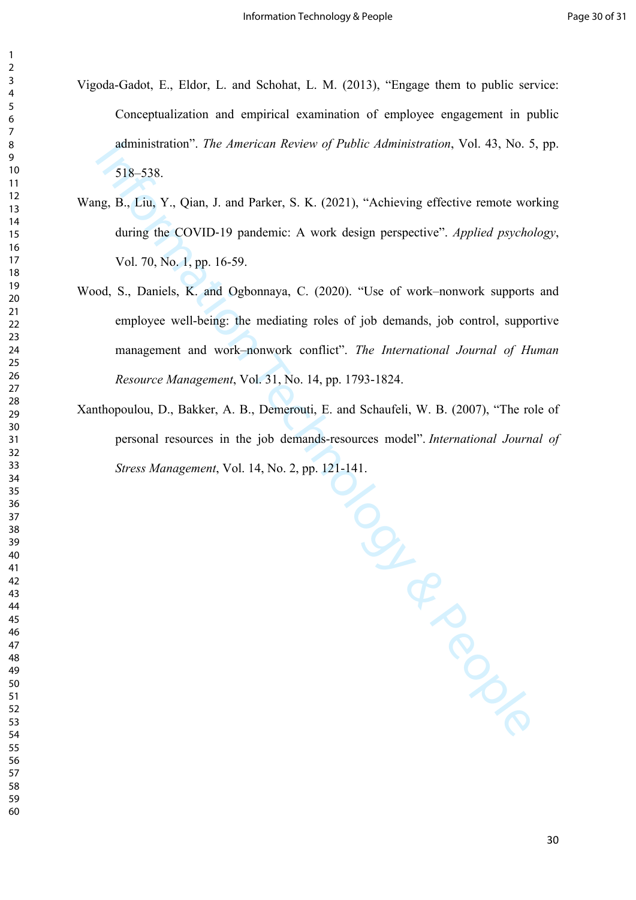Vigoda-Gadot, E., Eldor, L. and Schohat, L. M. (2013), “Engage them to public service: Conceptualization and empirical examination of employee engagement in public administration”. *The American Review of Public Administration*, Vol. 43, No. 5, pp. 518–538.

Wang, B., Liu, Y., Qian, J. and Parker, S. K. (2021), “Achieving effective remote working during the COVID-19 pandemic: A work design perspective”. *Applied psychology*, Vol. 70, No. 1, pp. 16-59.

Wood, S., Daniels, K. and Ogbonnaya, C. (2020). “Use of work–nonwork supports and employee well-being: the mediating roles of job demands, job control, supportive management and work–nonwork conflict”. *The International Journal of Human Resource Management*, Vol. 31, No. 14, pp. 1793-1824.

Xanthopoulou, D., Bakker, A. B., Demerouti, E. and Schaufeli, W. B. (2007), “The role of personal resources in the job demands-resources model”. *International Journal of Stress Management*, Vol. 14, No. 2, pp. 121-141.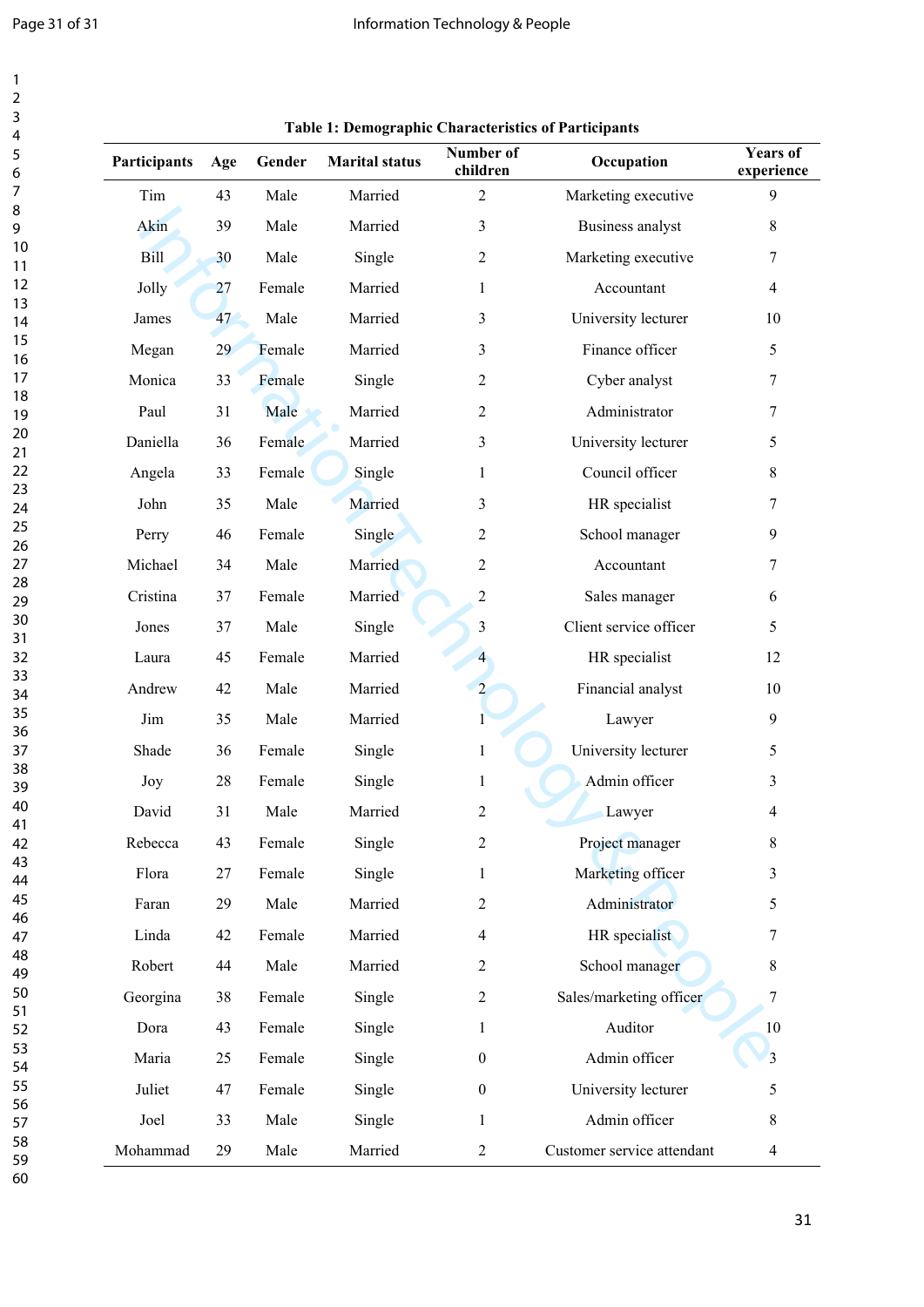**Table 1: Demographic Characteristics of Participants**

| Participants | Age | Gender | Marital status | Number of children | Occupation | Years of experience |
|---|---|---|---|---|---|---|
| Tim | 43 | Male | Married | 2 | Marketing executive | 9 |
| Akin | 39 | Male | Married | 3 | Business analyst | 8 |
| Bill | 30 | Male | Single | 2 | Marketing executive | 7 |
| Jolly | 27 | Female | Married | 1 | Accountant | 4 |
| James | 47 | Male | Married | 3 | University lecturer | 10 |
| Megan | 29 | Female | Married | 3 | Finance officer | 5 |
| Monica | 33 | Female | Single | 2 | Cyber analyst | 7 |
| Paul | 31 | Male | Married | 2 | Administrator | 7 |
| Daniella | 36 | Female | Married | 3 | University lecturer | 5 |
| Angela | 33 | Female | Single | 1 | Council officer | 8 |
| John | 35 | Male | Married | 3 | HR specialist | 7 |
| Perry | 46 | Female | Single | 2 | School manager | 9 |
| Michael | 34 | Male | Married | 2 | Accountant | 7 |
| Cristina | 37 | Female | Married | 2 | Sales manager | 6 |
| Jones | 37 | Male | Single | 3 | Client service officer | 5 |
| Laura | 45 | Female | Married | 4 | HR specialist | 12 |
| Andrew | 42 | Male | Married | 2 | Financial analyst | 10 |
| Jim | 35 | Male | Married | 1 | Lawyer | 9 |
| Shade | 36 | Female | Single | 1 | University lecturer | 5 |
| Joy | 28 | Female | Single | 1 | Admin officer | 3 |
| David | 31 | Male | Married | 2 | Lawyer | 4 |
| Rebecca | 43 | Female | Single | 2 | Project manager | 8 |
| Flora | 27 | Female | Single | 1 | Marketing officer | 3 |
| Faran | 29 | Male | Married | 2 | Administrator | 5 |
| Linda | 42 | Female | Married | 4 | HR specialist | 7 |
| Robert | 44 | Male | Married | 2 | School manager | 8 |
| Georgina | 38 | Female | Single | 2 | Sales/marketing officer | 7 |
| Dora | 43 | Female | Single | 1 | Auditor | 10 |
| Maria | 25 | Female | Single | 0 | Admin officer | 3 |
| Juliet | 47 | Female | Single | 0 | University lecturer | 5 |
| Joel | 33 | Male | Single | 1 | Admin officer | 8 |
| Mohammad | 29 | Male | Married | 2 | Customer service attendant | 4 |